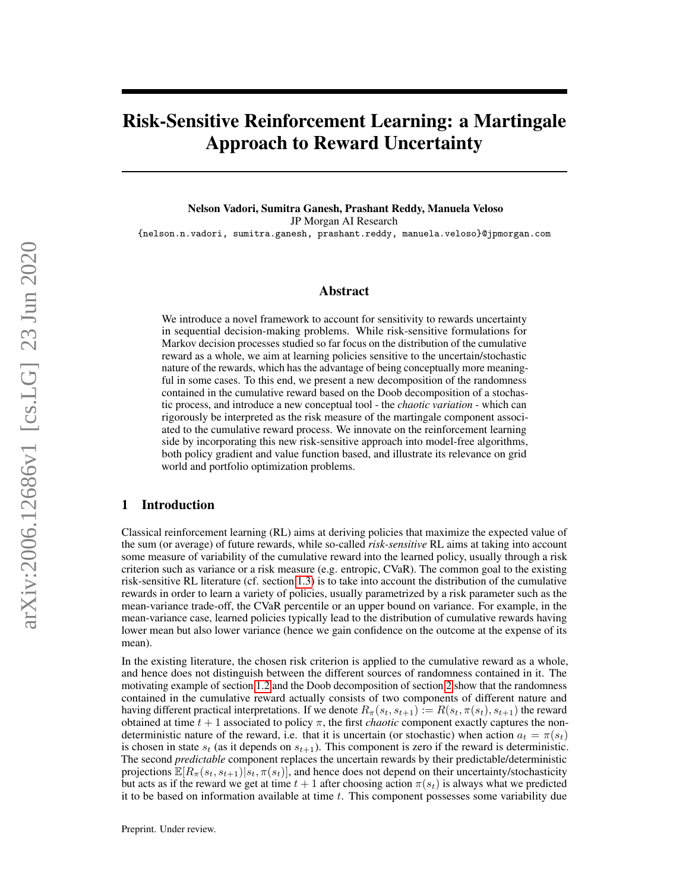# Risk-Sensitive Reinforcement Learning: a Martingale Approach to Reward Uncertainty

**Nelson Vadori, Sumitra Ganesh, Prashant Reddy, Manuela Veloso**
JP Morgan AI Research
{nelson.n.vadori, sumitra.ganesh, prashant.reddy, manuela.veloso}@jpmorgan.com

## Abstract

We introduce a novel framework to account for sensitivity to rewards uncertainty in sequential decision-making problems. While risk-sensitive formulations for Markov decision processes studied so far focus on the distribution of the cumulative reward as a whole, we aim at learning policies sensitive to the uncertain/stochastic nature of the rewards, which has the advantage of being conceptually more meaningful in some cases. To this end, we present a new decomposition of the randomness contained in the cumulative reward based on the Doob decomposition of a stochastic process, and introduce a new conceptual tool - the *chaotic variation* - which can rigorously be interpreted as the risk measure of the martingale component associated to the cumulative reward process. We innovate on the reinforcement learning side by incorporating this new risk-sensitive approach into model-free algorithms, both policy gradient and value function based, and illustrate its relevance on grid world and portfolio optimization problems.

## 1 Introduction

Classical reinforcement learning (RL) aims at deriving policies that maximize the expected value of the sum (or average) of future rewards, while so-called *risk-sensitive* RL aims at taking into account some measure of variability of the cumulative reward into the learned policy, usually through a risk criterion such as variance or a risk measure (e.g. entropic, CVaR). The common goal to the existing risk-sensitive RL literature (cf. section 1.3) is to take into account the distribution of the cumulative rewards in order to learn a variety of policies, usually parametrized by a risk parameter such as the mean-variance trade-off, the CVaR percentile or an upper bound on variance. For example, in the mean-variance case, learned policies typically lead to the distribution of cumulative rewards having lower mean but also lower variance (hence we gain confidence on the outcome at the expense of its mean).

In the existing literature, the chosen risk criterion is applied to the cumulative reward as a whole, and hence does not distinguish between the different sources of randomness contained in it. The motivating example of section 1.2 and the Doob decomposition of section 2 show that the randomness contained in the cumulative reward actually consists of two components of different nature and having different practical interpretations. If we denote $R_\pi(s_t, s_{t+1}) := R(s_t, \pi(s_t), s_{t+1})$ the reward obtained at time $t+1$ associated to policy $\pi$, the first *chaotic* component exactly captures the non-deterministic nature of the reward, i.e. that it is uncertain (or stochastic) when action $a_t = \pi(s_t)$ is chosen in state $s_t$ (as it depends on $s_{t+1}$). This component is zero if the reward is deterministic. The second *predictable* component replaces the uncertain rewards by their predictable/deterministic projections $\mathbb{E}[R_\pi(s_t, s_{t+1})|s_t, \pi(s_t)]$, and hence does not depend on their uncertainty/stochasticity but acts as if the reward we get at time $t+1$ after choosing action $\pi(s_t)$ is always what we predicted it to be based on information available at time $t$. This component possesses some variability due

Preprint. Under review.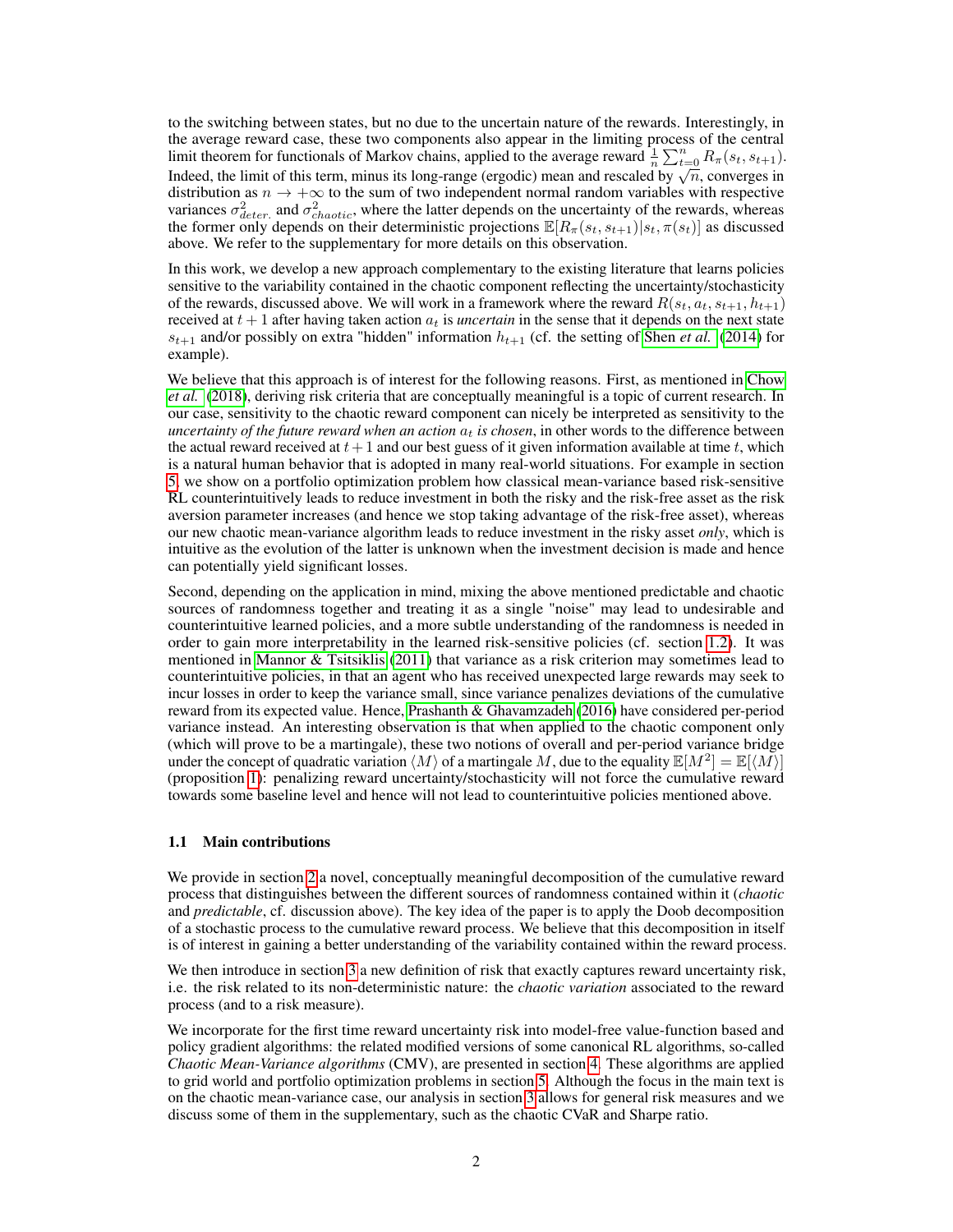to the switching between states, but no due to the uncertain nature of the rewards. Interestingly, in the average reward case, these two components also appear in the limiting process of the central limit theorem for functionals of Markov chains, applied to the average reward $\frac{1}{n}\sum_{t=0}^{n} R_\pi(s_t, s_{t+1})$. Indeed, the limit of this term, minus its long-range (ergodic) mean and rescaled by $\sqrt{n}$, converges in distribution as $n \to +\infty$ to the sum of two independent normal random variables with respective variances $\sigma^2_{deter.}$ and $\sigma^2_{chaotic}$, where the latter depends on the uncertainty of the rewards, whereas the former only depends on their deterministic projections $\mathbb{E}[R_\pi(s_t, s_{t+1})|s_t, \pi(s_t)]$ as discussed above. We refer to the supplementary for more details on this observation.

In this work, we develop a new approach complementary to the existing literature that learns policies sensitive to the variability contained in the chaotic component reflecting the uncertainty/stochasticity of the rewards, discussed above. We will work in a framework where the reward $R(s_t, a_t, s_{t+1}, h_{t+1})$ received at $t+1$ after having taken action $a_t$ is *uncertain* in the sense that it depends on the next state $s_{t+1}$ and/or possibly on extra "hidden" information $h_{t+1}$ (cf. the setting of Shen *et al.* (2014) for example).

We believe that this approach is of interest for the following reasons. First, as mentioned in Chow *et al.* (2018), deriving risk criteria that are conceptually meaningful is a topic of current research. In our case, sensitivity to the chaotic reward component can nicely be interpreted as sensitivity to the *uncertainty of the future reward when an action $a_t$ is chosen*, in other words to the difference between the actual reward received at $t+1$ and our best guess of it given information available at time $t$, which is a natural human behavior that is adopted in many real-world situations. For example in section 5, we show on a portfolio optimization problem how classical mean-variance based risk-sensitive RL counterintuitively leads to reduce investment in both the risky and the risk-free asset as the risk aversion parameter increases (and hence we stop taking advantage of the risk-free asset), whereas our new chaotic mean-variance algorithm leads to reduce investment in the risky asset *only*, which is intuitive as the evolution of the latter is unknown when the investment decision is made and hence can potentially yield significant losses.

Second, depending on the application in mind, mixing the above mentioned predictable and chaotic sources of randomness together and treating it as a single "noise" may lead to undesirable and counterintuitive learned policies, and a more subtle understanding of the randomness is needed in order to gain more interpretability in the learned risk-sensitive policies (cf. section 1.2). It was mentioned in Mannor & Tsitsiklis (2011) that variance as a risk criterion may sometimes lead to counterintuitive policies, in that an agent who has received unexpected large rewards may seek to incur losses in order to keep the variance small, since variance penalizes deviations of the cumulative reward from its expected value. Hence, Prashanth & Ghavamzadeh (2016) have considered per-period variance instead. An interesting observation is that when applied to the chaotic component only (which will prove to be a martingale), these two notions of overall and per-period variance bridge under the concept of quadratic variation $\langle M \rangle$ of a martingale $M$, due to the equality $\mathbb{E}[M^2] = \mathbb{E}[\langle M \rangle]$ (proposition 1): penalizing reward uncertainty/stochasticity will not force the cumulative reward towards some baseline level and hence will not lead to counterintuitive policies mentioned above.

### 1.1 Main contributions

We provide in section 2 a novel, conceptually meaningful decomposition of the cumulative reward process that distinguishes between the different sources of randomness contained within it (*chaotic* and *predictable*, cf. discussion above). The key idea of the paper is to apply the Doob decomposition of a stochastic process to the cumulative reward process. We believe that this decomposition in itself is of interest in gaining a better understanding of the variability contained within the reward process.

We then introduce in section 3 a new definition of risk that exactly captures reward uncertainty risk, i.e. the risk related to its non-deterministic nature: the *chaotic variation* associated to the reward process (and to a risk measure).

We incorporate for the first time reward uncertainty risk into model-free value-function based and policy gradient algorithms: the related modified versions of some canonical RL algorithms, so-called *Chaotic Mean-Variance algorithms* (CMV), are presented in section 4. These algorithms are applied to grid world and portfolio optimization problems in section 5. Although the focus in the main text is on the chaotic mean-variance case, our analysis in section 3 allows for general risk measures and we discuss some of them in the supplementary, such as the chaotic CVaR and Sharpe ratio.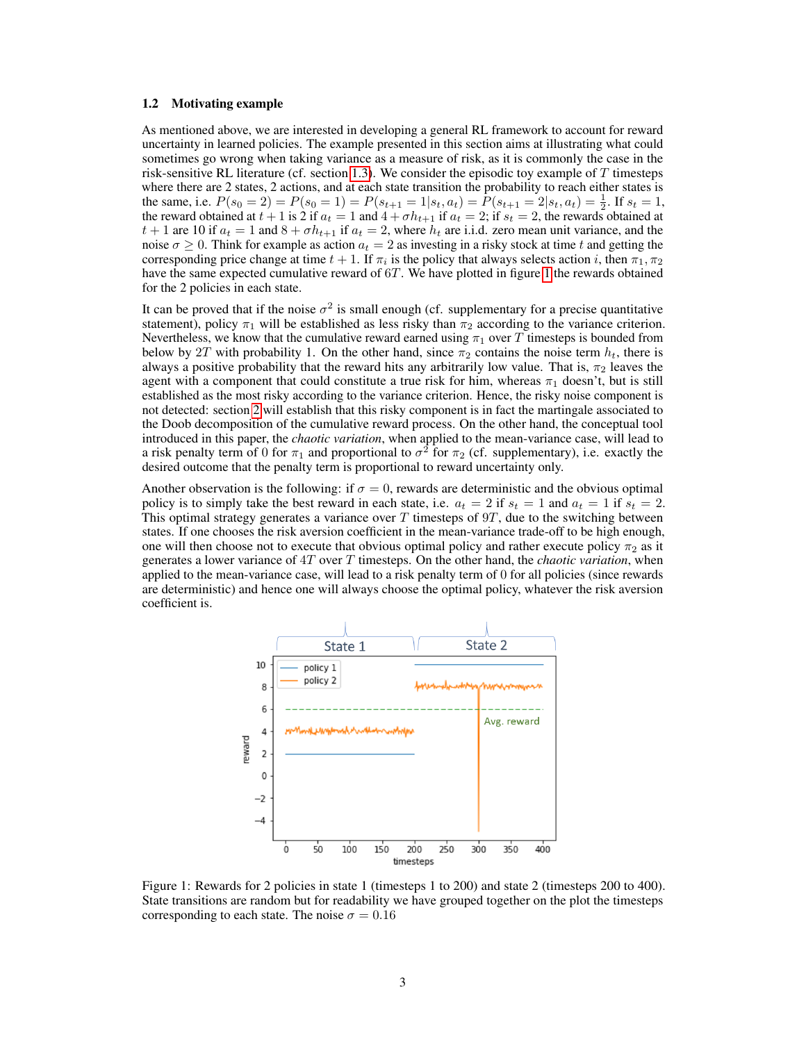### 1.2 Motivating example

As mentioned above, we are interested in developing a general RL framework to account for reward uncertainty in learned policies. The example presented in this section aims at illustrating what could sometimes go wrong when taking variance as a measure of risk, as it is commonly the case in the risk-sensitive RL literature (cf. section 1.3). We consider the episodic toy example of $T$ timesteps where there are 2 states, 2 actions, and at each state transition the probability to reach either states is the same, i.e. $P(s_0 = 2) = P(s_0 = 1) = P(s_{t+1} = 1|s_t, a_t) = P(s_{t+1} = 2|s_t, a_t) = \frac{1}{2}$. If $s_t = 1$, the reward obtained at $t+1$ is 2 if $a_t = 1$ and $4 + \sigma h_{t+1}$ if $a_t = 2$; if $s_t = 2$, the rewards obtained at $t+1$ are 10 if $a_t = 1$ and $8 + \sigma h_{t+1}$ if $a_t = 2$, where $h_t$ are i.i.d. zero mean unit variance, and the noise $\sigma \geq 0$. Think for example as action $a_t = 2$ as investing in a risky stock at time $t$ and getting the corresponding price change at time $t+1$. If $\pi_i$ is the policy that always selects action $i$, then $\pi_1, \pi_2$ have the same expected cumulative reward of $6T$. We have plotted in figure 1 the rewards obtained for the 2 policies in each state.

It can be proved that if the noise $\sigma^2$ is small enough (cf. supplementary for a precise quantitative statement), policy $\pi_1$ will be established as less risky than $\pi_2$ according to the variance criterion. Nevertheless, we know that the cumulative reward earned using $\pi_1$ over $T$ timesteps is bounded from below by $2T$ with probability 1. On the other hand, since $\pi_2$ contains the noise term $h_t$, there is always a positive probability that the reward hits any arbitrarily low value. That is, $\pi_2$ leaves the agent with a component that could constitute a true risk for him, whereas $\pi_1$ doesn't, but is still established as the most risky according to the variance criterion. Hence, the risky noise component is not detected: section 2 will establish that this risky component is in fact the martingale associated to the Doob decomposition of the cumulative reward process. On the other hand, the conceptual tool introduced in this paper, the *chaotic variation*, when applied to the mean-variance case, will lead to a risk penalty term of 0 for $\pi_1$ and proportional to $\sigma^2$ for $\pi_2$ (cf. supplementary), i.e. exactly the desired outcome that the penalty term is proportional to reward uncertainty only.

Another observation is the following: if $\sigma = 0$, rewards are deterministic and the obvious optimal policy is to simply take the best reward in each state, i.e. $a_t = 2$ if $s_t = 1$ and $a_t = 1$ if $s_t = 2$. This optimal strategy generates a variance over $T$ timesteps of $9T$, due to the switching between states. If one chooses the risk aversion coefficient in the mean-variance trade-off to be high enough, one will then choose not to execute that obvious optimal policy and rather execute policy $\pi_2$ as it generates a lower variance of $4T$ over $T$ timesteps. On the other hand, the *chaotic variation*, when applied to the mean-variance case, will lead to a risk penalty term of 0 for all policies (since rewards are deterministic) and hence one will always choose the optimal policy, whatever the risk aversion coefficient is.

Figure 1: Rewards for 2 policies in state 1 (timesteps 1 to 200) and state 2 (timesteps 200 to 400). State transitions are random but for readability we have grouped together on the plot the timesteps corresponding to each state. The noise $\sigma = 0.16$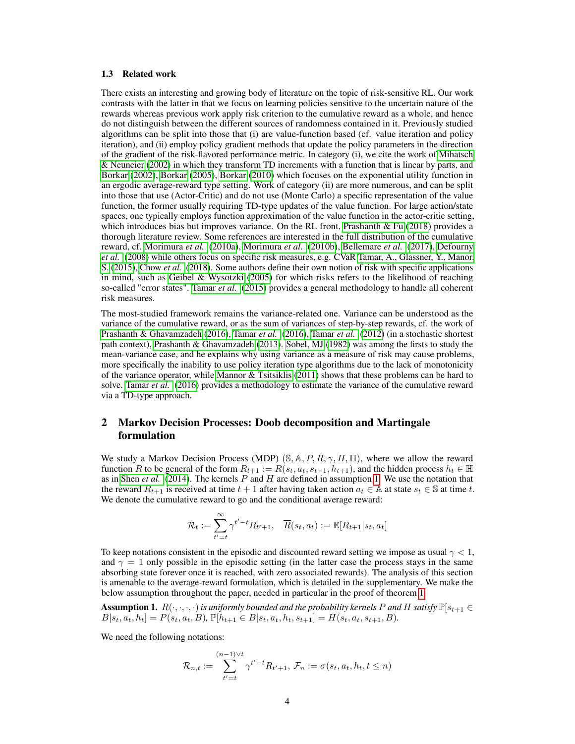### 1.3 Related work

There exists an interesting and growing body of literature on the topic of risk-sensitive RL. Our work contrasts with the latter in that we focus on learning policies sensitive to the uncertain nature of the rewards whereas previous work apply risk criterion to the cumulative reward as a whole, and hence do not distinguish between the different sources of randomness contained in it. Previously studied algorithms can be split into those that (i) are value-function based (cf. value iteration and policy iteration), and (ii) employ policy gradient methods that update the policy parameters in the direction of the gradient of the risk-flavored performance metric. In category (i), we cite the work of Mihatsch & Neuneier (2002) in which they transform TD increments with a function that is linear by parts, and Borkar (2002), Borkar (2005), Borkar (2010) which focuses on the exponential utility function in an ergodic average-reward type setting. Work of category (ii) are more numerous, and can be split into those that use (Actor-Critic) and do not use (Monte Carlo) a specific representation of the value function, the former usually requiring TD-type updates of the value function. For large action/state spaces, one typically employs function approximation of the value function in the actor-critic setting, which introduces bias but improves variance. On the RL front, Prashanth & Fu (2018) provides a thorough literature review. Some references are interested in the full distribution of the cumulative reward, cf. Morimura *et al.* (2010a), Morimura *et al.* (2010b), Bellemare *et al.* (2017), Defourny *et al.* (2008) while others focus on specific risk measures, e.g. CVaR Tamar, A., Glassner, Y., Manor, S. (2015), Chow *et al.* (2018). Some authors define their own notion of risk with specific applications in mind, such as Geibel & Wysotzki (2005) for which risks refers to the likelihood of reaching so-called "error states". Tamar *et al.* (2015) provides a general methodology to handle all coherent risk measures.

The most-studied framework remains the variance-related one. Variance can be understood as the variance of the cumulative reward, or as the sum of variances of step-by-step rewards, cf. the work of Prashanth & Ghavamzadeh (2016), Tamar *et al.* (2016), Tamar *et al.* (2012) (in a stochastic shortest path context), Prashanth & Ghavamzadeh (2013). Sobel, MJ (1982) was among the firsts to study the mean-variance case, and he explains why using variance as a measure of risk may cause problems, more specifically the inability to use policy iteration type algorithms due to the lack of monotonicity of the variance operator, while Mannor & Tsitsiklis (2011) shows that these problems can be hard to solve. Tamar *et al.* (2016) provides a methodology to estimate the variance of the cumulative reward via a TD-type approach.

## 2 Markov Decision Processes: Doob decomposition and Martingale formulation

We study a Markov Decision Process (MDP) $(\mathbb{S}, \mathbb{A}, P, R, \gamma, H, \mathbb{H})$, where we allow the reward function $R$ to be general of the form $R_{t+1} := R(s_t, a_t, s_{t+1}, h_{t+1})$, and the hidden process $h_t \in \mathbb{H}$ as in Shen *et al.* (2014). The kernels $P$ and $H$ are defined in assumption 1. We use the notation that the reward $R_{t+1}$ is received at time $t+1$ after having taken action $a_t \in \mathbb{A}$ at state $s_t \in \mathbb{S}$ at time $t$. We denote the cumulative reward to go and the conditional average reward:

$$\mathcal{R}_t := \sum_{t'=t}^{\infty} \gamma^{t'-t} R_{t'+1}, \quad \overline{R}(s_t, a_t) := \mathbb{E}[R_{t+1}|s_t, a_t]$$

To keep notations consistent in the episodic and discounted reward setting we impose as usual $\gamma < 1$, and $\gamma = 1$ only possible in the episodic setting (in the latter case the process stays in the same absorbing state forever once it is reached, with zero associated rewards). The analysis of this section is amenable to the average-reward formulation, which is detailed in the supplementary. We make the below assumption throughout the paper, needed in particular in the proof of theorem 1.

**Assumption 1.** *$R(\cdot,\cdot,\cdot,\cdot)$ is uniformly bounded and the probability kernels $P$ and $H$ satisfy $\mathbb{P}[s_{t+1} \in B|s_t, a_t, h_t] = P(s_t, a_t, B)$, $\mathbb{P}[h_{t+1} \in B|s_t, a_t, h_t, s_{t+1}] = H(s_t, a_t, s_{t+1}, B)$.*

We need the following notations:

$$\mathcal{R}_{n,t} := \sum_{t'=t}^{(n-1)\vee t} \gamma^{t'-t} R_{t'+1}, \; \mathcal{F}_n := \sigma(s_t, a_t, h_t, t \leq n)$$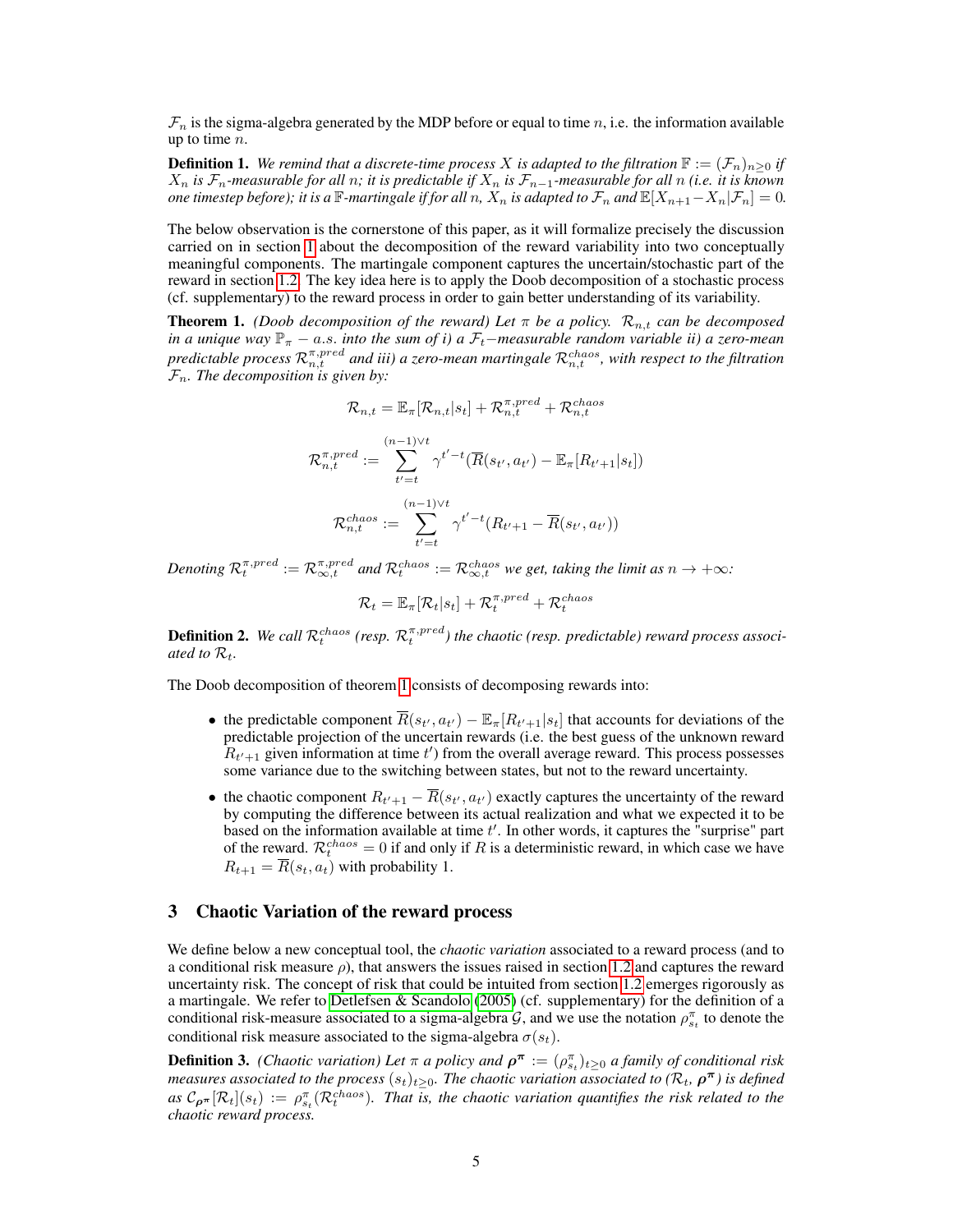$\mathcal{F}_n$ is the sigma-algebra generated by the MDP before or equal to time $n$, i.e. the information available up to time $n$.

**Definition 1.** *We remind that a discrete-time process $X$ is adapted to the filtration $\mathbb{F} := (\mathcal{F}_n)_{n \geq 0}$ if $X_n$ is $\mathcal{F}_n$-measurable for all $n$; it is predictable if $X_n$ is $\mathcal{F}_{n-1}$-measurable for all $n$ (i.e. it is known one timestep before); it is a $\mathbb{F}$-martingale if for all $n$, $X_n$ is adapted to $\mathcal{F}_n$ and $\mathbb{E}[X_{n+1} - X_n | \mathcal{F}_n] = 0$.*

The below observation is the cornerstone of this paper, as it will formalize precisely the discussion carried on in section 1 about the decomposition of the reward variability into two conceptually meaningful components. The martingale component captures the uncertain/stochastic part of the reward in section 1.2. The key idea here is to apply the Doob decomposition of a stochastic process (cf. supplementary) to the reward process in order to gain better understanding of its variability.

**Theorem 1.** *(Doob decomposition of the reward) Let $\pi$ be a policy. $\mathcal{R}_{n,t}$ can be decomposed in a unique way $\mathbb{P}_\pi - a.s.$ into the sum of i) a $\mathcal{F}_t$–measurable random variable ii) a zero-mean predictable process $\mathcal{R}_{n,t}^{\pi,pred}$ and iii) a zero-mean martingale $\mathcal{R}_{n,t}^{chaos}$, with respect to the filtration $\mathcal{F}_n$. The decomposition is given by:*

$$\mathcal{R}_{n,t} = \mathbb{E}_\pi[\mathcal{R}_{n,t} | s_t] + \mathcal{R}_{n,t}^{\pi,pred} + \mathcal{R}_{n,t}^{chaos}$$

$$\mathcal{R}_{n,t}^{\pi,pred} := \sum_{t'=t}^{(n-1)\vee t} \gamma^{t'-t}(\overline{R}(s_{t'}, a_{t'}) - \mathbb{E}_\pi[R_{t'+1} | s_t])$$

$$\mathcal{R}_{n,t}^{chaos} := \sum_{t'=t}^{(n-1)\vee t} \gamma^{t'-t}(R_{t'+1} - \overline{R}(s_{t'}, a_{t'}))$$

*Denoting $\mathcal{R}_t^{\pi,pred} := \mathcal{R}_{\infty,t}^{\pi,pred}$ and $\mathcal{R}_t^{chaos} := \mathcal{R}_{\infty,t}^{chaos}$ we get, taking the limit as $n \to +\infty$:*

$$\mathcal{R}_t = \mathbb{E}_\pi[\mathcal{R}_t | s_t] + \mathcal{R}_t^{\pi,pred} + \mathcal{R}_t^{chaos}$$

**Definition 2.** *We call $\mathcal{R}_t^{chaos}$ (resp. $\mathcal{R}_t^{\pi,pred}$) the chaotic (resp. predictable) reward process associated to $\mathcal{R}_t$.*

The Doob decomposition of theorem 1 consists of decomposing rewards into:

- the predictable component $\overline{R}(s_{t'}, a_{t'}) - \mathbb{E}_\pi[R_{t'+1} | s_t]$ that accounts for deviations of the predictable projection of the uncertain rewards (i.e. the best guess of the unknown reward $R_{t'+1}$ given information at time $t'$) from the overall average reward. This process possesses some variance due to the switching between states, but not to the reward uncertainty.
- the chaotic component $R_{t'+1} - \overline{R}(s_{t'}, a_{t'})$ exactly captures the uncertainty of the reward by computing the difference between its actual realization and what we expected it to be based on the information available at time $t'$. In other words, it captures the "surprise" part of the reward. $\mathcal{R}_t^{chaos} = 0$ if and only if $R$ is a deterministic reward, in which case we have $R_{t+1} = \overline{R}(s_t, a_t)$ with probability 1.

## 3 Chaotic Variation of the reward process

We define below a new conceptual tool, the *chaotic variation* associated to a reward process (and to a conditional risk measure $\rho$), that answers the issues raised in section 1.2 and captures the reward uncertainty risk. The concept of risk that could be intuited from section 1.2 emerges rigorously as a martingale. We refer to Detlefsen & Scandolo (2005) (cf. supplementary) for the definition of a conditional risk-measure associated to a sigma-algebra $\mathcal{G}$, and we use the notation $\rho_{s_t}^\pi$ to denote the conditional risk measure associated to the sigma-algebra $\sigma(s_t)$.

**Definition 3.** *(Chaotic variation) Let $\pi$ a policy and $\boldsymbol{\rho}^{\boldsymbol{\pi}} := (\rho_{s_t}^\pi)_{t \geq 0}$ a family of conditional risk measures associated to the process $(s_t)_{t \geq 0}$. The chaotic variation associated to ($\mathcal{R}_t$, $\boldsymbol{\rho}^{\boldsymbol{\pi}}$) is defined as $\mathcal{C}_{\boldsymbol{\rho}^{\boldsymbol{\pi}}}[\mathcal{R}_t](s_t) := \rho_{s_t}^\pi(\mathcal{R}_t^{chaos})$. That is, the chaotic variation quantifies the risk related to the chaotic reward process.*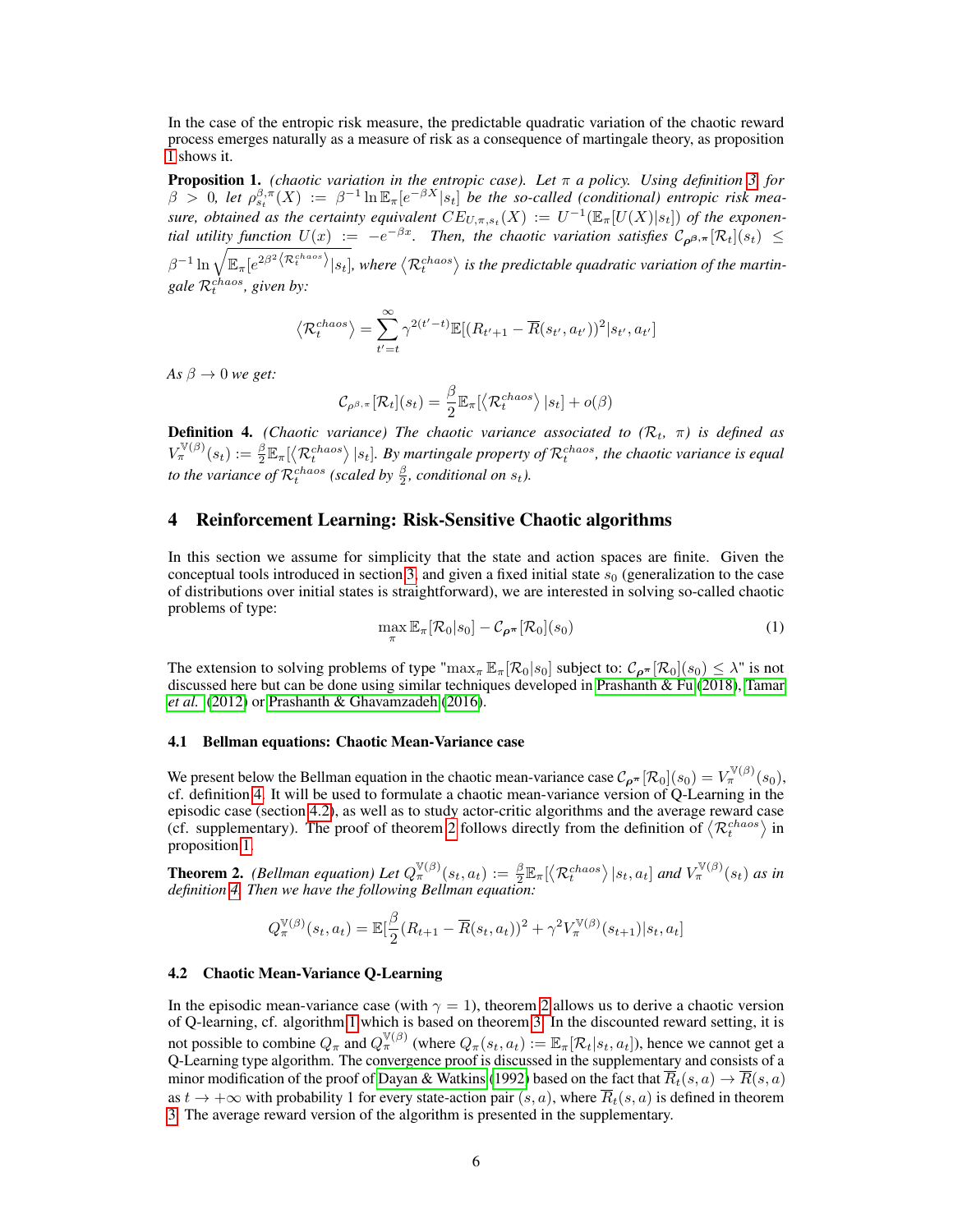In the case of the entropic risk measure, the predictable quadratic variation of the chaotic reward process emerges naturally as a measure of risk as a consequence of martingale theory, as proposition 1 shows it.

**Proposition 1.** *(chaotic variation in the entropic case). Let $\pi$ a policy. Using definition 3 for $\beta > 0$, let $\rho_{s_t}^{\beta,\pi}(X) := \beta^{-1} \ln \mathbb{E}_\pi[e^{-\beta X}|s_t]$ be the so-called (conditional) entropic risk measure, obtained as the certainty equivalent $CE_{U,\pi,s_t}(X) := U^{-1}(\mathbb{E}_\pi[U(X)|s_t])$ of the exponential utility function $U(x) := -e^{-\beta x}$. Then, the chaotic variation satisfies $\mathcal{C}_{\rho^{\beta,\pi}}[\mathcal{R}_t](s_t) \leq \beta^{-1} \ln \sqrt{\mathbb{E}_\pi[e^{2\beta^2 \langle \mathcal{R}_t^{chaos} \rangle}|s_t]}$, where $\langle \mathcal{R}_t^{chaos} \rangle$ is the predictable quadratic variation of the martingale $\mathcal{R}_t^{chaos}$, given by:*

$$\langle \mathcal{R}_t^{chaos} \rangle = \sum_{t'=t}^{\infty} \gamma^{2(t'-t)} \mathbb{E}[(R_{t'+1} - \overline{R}(s_{t'}, a_{t'}))^2 | s_{t'}, a_{t'}]$$

*As $\beta \to 0$ we get:*

$$\mathcal{C}_{\rho^{\beta,\pi}}[\mathcal{R}_t](s_t) = \frac{\beta}{2} \mathbb{E}_\pi[\langle \mathcal{R}_t^{chaos} \rangle |s_t] + o(\beta)$$

**Definition 4.** *(Chaotic variance) The chaotic variance associated to ($\mathcal{R}_t$, $\pi$) is defined as $V_\pi^{\mathbb{V}(\beta)}(s_t) := \frac{\beta}{2} \mathbb{E}_\pi[\langle \mathcal{R}_t^{chaos} \rangle |s_t]$. By martingale property of $\mathcal{R}_t^{chaos}$, the chaotic variance is equal to the variance of $\mathcal{R}_t^{chaos}$ (scaled by $\frac{\beta}{2}$, conditional on $s_t$).*

# 4 Reinforcement Learning: Risk-Sensitive Chaotic algorithms

In this section we assume for simplicity that the state and action spaces are finite. Given the conceptual tools introduced in section 3, and given a fixed initial state $s_0$ (generalization to the case of distributions over initial states is straightforward), we are interested in solving so-called chaotic problems of type:

$$\max_\pi \mathbb{E}_\pi[\mathcal{R}_0|s_0] - \mathcal{C}_{\rho^\pi}[\mathcal{R}_0](s_0) \tag{1}$$

The extension to solving problems of type "$\max_\pi \mathbb{E}_\pi[\mathcal{R}_0|s_0]$ subject to: $\mathcal{C}_{\rho^\pi}[\mathcal{R}_0](s_0) \leq \lambda$" is not discussed here but can be done using similar techniques developed in Prashanth & Fu (2018), Tamar *et al.* (2012) or Prashanth & Ghavamzadeh (2016).

### 4.1 Bellman equations: Chaotic Mean-Variance case

We present below the Bellman equation in the chaotic mean-variance case $\mathcal{C}_{\rho^\pi}[\mathcal{R}_0](s_0) = V_\pi^{\mathbb{V}(\beta)}(s_0)$, cf. definition 4. It will be used to formulate a chaotic mean-variance version of Q-Learning in the episodic case (section 4.2), as well as to study actor-critic algorithms and the average reward case (cf. supplementary). The proof of theorem 2 follows directly from the definition of $\langle \mathcal{R}_t^{chaos} \rangle$ in proposition 1.

**Theorem 2.** *(Bellman equation) Let $Q_\pi^{\mathbb{V}(\beta)}(s_t, a_t) := \frac{\beta}{2} \mathbb{E}_\pi[\langle \mathcal{R}_t^{chaos} \rangle |s_t, a_t]$ and $V_\pi^{\mathbb{V}(\beta)}(s_t)$ as in definition 4. Then we have the following Bellman equation:*

$$Q_\pi^{\mathbb{V}(\beta)}(s_t, a_t) = \mathbb{E}[\frac{\beta}{2}(R_{t+1} - \overline{R}(s_t, a_t))^2 + \gamma^2 V_\pi^{\mathbb{V}(\beta)}(s_{t+1})|s_t, a_t]$$

### 4.2 Chaotic Mean-Variance Q-Learning

In the episodic mean-variance case (with $\gamma = 1$), theorem 2 allows us to derive a chaotic version of Q-learning, cf. algorithm 1 which is based on theorem 3. In the discounted reward setting, it is not possible to combine $Q_\pi$ and $Q_\pi^{\mathbb{V}(\beta)}$ (where $Q_\pi(s_t, a_t) := \mathbb{E}_\pi[\mathcal{R}_t|s_t, a_t]$), hence we cannot get a Q-Learning type algorithm. The convergence proof is discussed in the supplementary and consists of a minor modification of the proof of Dayan & Watkins (1992) based on the fact that $\overline{R}_t(s, a) \to \overline{R}(s, a)$ as $t \to +\infty$ with probability 1 for every state-action pair $(s, a)$, where $\overline{R}_t(s, a)$ is defined in theorem 3. The average reward version of the algorithm is presented in the supplementary.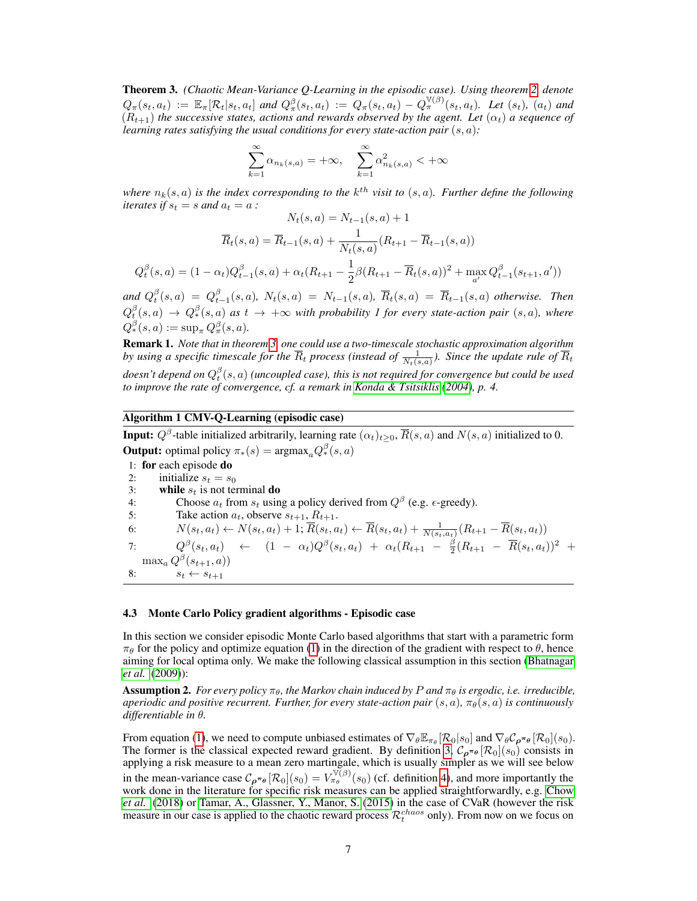**Theorem 3.** *(Chaotic Mean-Variance Q-Learning in the episodic case). Using theorem 2, denote $Q_\pi(s_t, a_t) := \mathbb{E}_\pi[\mathcal{R}_t|s_t, a_t]$ and $Q^\beta_\pi(s_t, a_t) := Q_\pi(s_t, a_t) - Q^{\mathbb{V}(\beta)}_\pi(s_t, a_t)$. Let $(s_t)$, $(a_t)$ and $(R_{t+1})$ the successive states, actions and rewards observed by the agent. Let $(\alpha_t)$ a sequence of learning rates satisfying the usual conditions for every state-action pair $(s, a)$:*

$$\sum_{k=1}^{\infty} \alpha_{n_k(s,a)} = +\infty, \quad \sum_{k=1}^{\infty} \alpha^2_{n_k(s,a)} < +\infty$$

*where $n_k(s, a)$ is the index corresponding to the $k^{th}$ visit to $(s, a)$. Further define the following iterates if $s_t = s$ and $a_t = a$ :*

$$N_t(s, a) = N_{t-1}(s, a) + 1$$

$$\overline{R}_t(s, a) = \overline{R}_{t-1}(s, a) + \frac{1}{N_t(s, a)}(R_{t+1} - \overline{R}_{t-1}(s, a))$$

$$Q^\beta_t(s, a) = (1 - \alpha_t)Q^\beta_{t-1}(s, a) + \alpha_t(R_{t+1} - \frac{1}{2}\beta(R_{t+1} - \overline{R}_t(s, a))^2 + \max_{a'} Q^\beta_{t-1}(s_{t+1}, a'))$$

*and $Q^\beta_t(s, a) = Q^\beta_{t-1}(s, a)$, $N_t(s, a) = N_{t-1}(s, a)$, $\overline{R}_t(s, a) = \overline{R}_{t-1}(s, a)$ otherwise. Then $Q^\beta_t(s, a) \to Q^\beta_*(s, a)$ as $t \to +\infty$ with probability 1 for every state-action pair $(s, a)$, where $Q^\beta_*(s, a) := \sup_\pi Q^\beta_\pi(s, a)$.*

**Remark 1.** *Note that in theorem 3, one could use a two-timescale stochastic approximation algorithm by using a specific timescale for the $\overline{R}_t$ process (instead of $\frac{1}{N_t(s,a)}$). Since the update rule of $\overline{R}_t$ doesn't depend on $Q^\beta_t(s, a)$ (uncoupled case), this is not required for convergence but could be used to improve the rate of convergence, cf. a remark in Konda & Tsitsiklis (2004), p. 4.*

**Algorithm 1** CMV-Q-Learning (episodic case)

**Input:** $Q^\beta$-table initialized arbitrarily, learning rate $(\alpha_t)_{t\geq 0}$, $\overline{R}(s, a)$ and $N(s, a)$ initialized to 0.
**Output:** optimal policy $\pi_*(s) = \text{argmax}_a Q^\beta_*(s, a)$

1: **for** each episode **do**
2: initialize $s_t = s_0$
3: **while** $s_t$ is not terminal **do**
4: Choose $a_t$ from $s_t$ using a policy derived from $Q^\beta$ (e.g. $\epsilon$-greedy).
5: Take action $a_t$, observe $s_{t+1}$, $R_{t+1}$.
6: $N(s_t, a_t) \leftarrow N(s_t, a_t) + 1$; $\overline{R}(s_t, a_t) \leftarrow \overline{R}(s_t, a_t) + \frac{1}{N(s_t,a_t)}(R_{t+1} - \overline{R}(s_t, a_t))$
7: $Q^\beta(s_t, a_t) \leftarrow (1 - \alpha_t)Q^\beta(s_t, a_t) + \alpha_t(R_{t+1} - \frac{\beta}{2}(R_{t+1} - \overline{R}(s_t, a_t))^2 + \max_a Q^\beta(s_{t+1}, a))$
8: $s_t \leftarrow s_{t+1}$

### 4.3 Monte Carlo Policy gradient algorithms - Episodic case

In this section we consider episodic Monte Carlo based algorithms that start with a parametric form $\pi_\theta$ for the policy and optimize equation (1) in the direction of the gradient with respect to $\theta$, hence aiming for local optima only. We make the following classical assumption in this section (Bhatnagar *et al.* (2009)):

**Assumption 2.** *For every policy $\pi_\theta$, the Markov chain induced by $P$ and $\pi_\theta$ is ergodic, i.e. irreducible, aperiodic and positive recurrent. Further, for every state-action pair $(s, a)$, $\pi_\theta(s, a)$ is continuously differentiable in $\theta$.*

From equation (1), we need to compute unbiased estimates of $\nabla_\theta \mathbb{E}_{\pi_\theta}[\mathcal{R}_0|s_0]$ and $\nabla_\theta \mathcal{C}_{\boldsymbol{\rho}^{\pi_\theta}}[\mathcal{R}_0](s_0)$. The former is the classical expected reward gradient. By definition 3, $\mathcal{C}_{\boldsymbol{\rho}^{\pi_\theta}}[\mathcal{R}_0](s_0)$ consists in applying a risk measure to a mean zero martingale, which is usually simpler as we will see below in the mean-variance case $\mathcal{C}_{\boldsymbol{\rho}^{\pi_\theta}}[\mathcal{R}_0](s_0) = V^{\mathbb{V}(\beta)}_{\pi_\theta}(s_0)$ (cf. definition 4), and more importantly the work done in the literature for specific risk measures can be applied straightforwardly, e.g. Chow *et al.* (2018) or Tamar, A., Glassner, Y., Manor, S. (2015) in the case of CVaR (however the risk measure in our case is applied to the chaotic reward process $\mathcal{R}^{chaos}_t$ only). From now on we focus on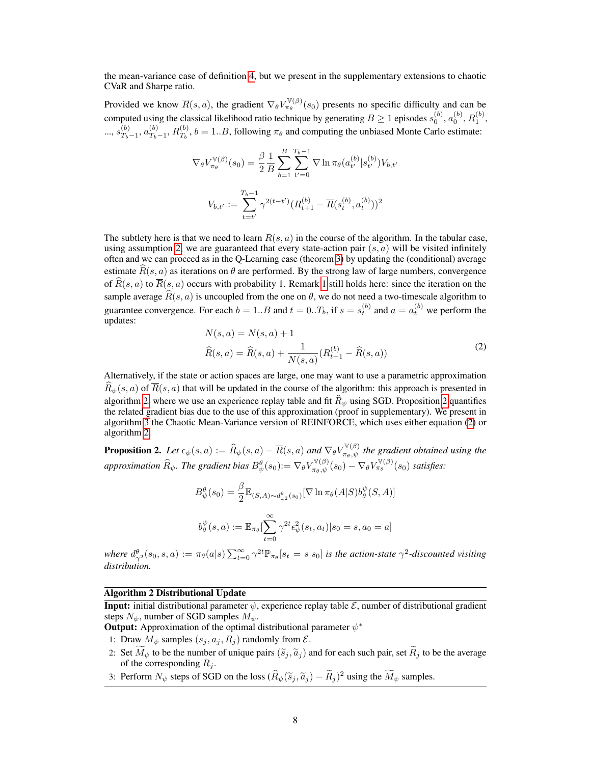the mean-variance case of definition 4, but we present in the supplementary extensions to chaotic CVaR and Sharpe ratio.

Provided we know $\overline{R}(s,a)$, the gradient $\nabla_\theta V^{\mathbb{V}(\beta)}_{\pi_\theta}(s_0)$ presents no specific difficulty and can be computed using the classical likelihood ratio technique by generating $B \geq 1$ episodes $s_0^{(b)}$, $a_0^{(b)}$, $R_1^{(b)}$, ..., $s_{T_b-1}^{(b)}$, $a_{T_b-1}^{(b)}$, $R_{T_b}^{(b)}$, $b = 1..B$, following $\pi_\theta$ and computing the unbiased Monte Carlo estimate:

$$\nabla_\theta V^{\mathbb{V}(\beta)}_{\pi_\theta}(s_0) = \frac{\beta}{2} \frac{1}{B} \sum_{b=1}^{B} \sum_{t'=0}^{T_b-1} \nabla \ln \pi_\theta(a_{t'}^{(b)} | s_{t'}^{(b)}) V_{b,t'}$$

$$V_{b,t'} := \sum_{t=t'}^{T_b-1} \gamma^{2(t-t')} (R_{t+1}^{(b)} - \overline{R}(s_t^{(b)}, a_t^{(b)}))^2$$

The subtlety here is that we need to learn $\overline{R}(s,a)$ in the course of the algorithm. In the tabular case, using assumption 2, we are guaranteed that every state-action pair $(s,a)$ will be visited infinitely often and we can proceed as in the Q-Learning case (theorem 3) by updating the (conditional) average estimate $\widehat{R}(s,a)$ as iterations on $\theta$ are performed. By the strong law of large numbers, convergence of $\widehat{R}(s,a)$ to $\overline{R}(s,a)$ occurs with probability 1. Remark 1 still holds here: since the iteration on the sample average $\widehat{R}(s,a)$ is uncoupled from the one on $\theta$, we do not need a two-timescale algorithm to guarantee convergence. For each $b = 1..B$ and $t = 0..T_b$, if $s = s_t^{(b)}$ and $a = a_t^{(b)}$ we perform the updates:

$$\begin{aligned} N(s,a) &= N(s,a) + 1 \\ \widehat{R}(s,a) &= \widehat{R}(s,a) + \frac{1}{N(s,a)}(R_{t+1}^{(b)} - \widehat{R}(s,a)) \end{aligned} \tag{2}$$

Alternatively, if the state or action spaces are large, one may want to use a parametric approximation $\widehat{R}_\psi(s,a)$ of $\overline{R}(s,a)$ that will be updated in the course of the algorithm: this approach is presented in algorithm 2, where we use an experience replay table and fit $\widehat{R}_\psi$ using SGD. Proposition 2 quantifies the related gradient bias due to the use of this approximation (proof in supplementary). We present in algorithm 3 the Chaotic Mean-Variance version of REINFORCE, which uses either equation (2) or algorithm 2.

**Proposition 2.** *Let $\epsilon_\psi(s,a) := \widehat{R}_\psi(s,a) - \overline{R}(s,a)$ and $\nabla_\theta V^{\mathbb{V}(\beta)}_{\pi_\theta,\psi}$ the gradient obtained using the approximation $\widehat{R}_\psi$. The gradient bias $B^\theta_\psi(s_0) := \nabla_\theta V^{\mathbb{V}(\beta)}_{\pi_\theta,\psi}(s_0) - \nabla_\theta V^{\mathbb{V}(\beta)}_{\pi_\theta}(s_0)$ satisfies:*

$$B^\theta_\psi(s_0) = \frac{\beta}{2} \mathbb{E}_{(S,A)\sim d^\theta_{\gamma^2}(s_0)} [\nabla \ln \pi_\theta(A|S) b^\psi_\theta(S,A)]$$

$$b^\psi_\theta(s,a) := \mathbb{E}_{\pi_\theta}[\sum_{t=0}^{\infty} \gamma^{2t} \epsilon^2_\psi(s_t,a_t) | s_0 = s, a_0 = a]$$

*where $d^\theta_{\gamma^2}(s_0,s,a) := \pi_\theta(a|s) \sum_{t=0}^{\infty} \gamma^{2t} \mathbb{P}_{\pi_\theta}[s_t = s | s_0]$ is the action-state $\gamma^2$-discounted visiting distribution.*

**Algorithm 2 Distributional Update**

**Input:** initial distributional parameter $\psi$, experience replay table $\mathcal{E}$, number of distributional gradient steps $N_\psi$, number of SGD samples $M_\psi$.
**Output:** Approximation of the optimal distributional parameter $\psi^*$

1: Draw $M_\psi$ samples $(s_j, a_j, R_j)$ randomly from $\mathcal{E}$.
2: Set $\widetilde{M}_\psi$ to be the number of unique pairs $(\widetilde{s}_j, \widetilde{a}_j)$ and for each such pair, set $\widetilde{R}_j$ to be the average of the corresponding $R_j$.
3: Perform $N_\psi$ steps of SGD on the loss $(\widehat{R}_\psi(\widetilde{s}_j, \widetilde{a}_j) - \widetilde{R}_j)^2$ using the $\widetilde{M}_\psi$ samples.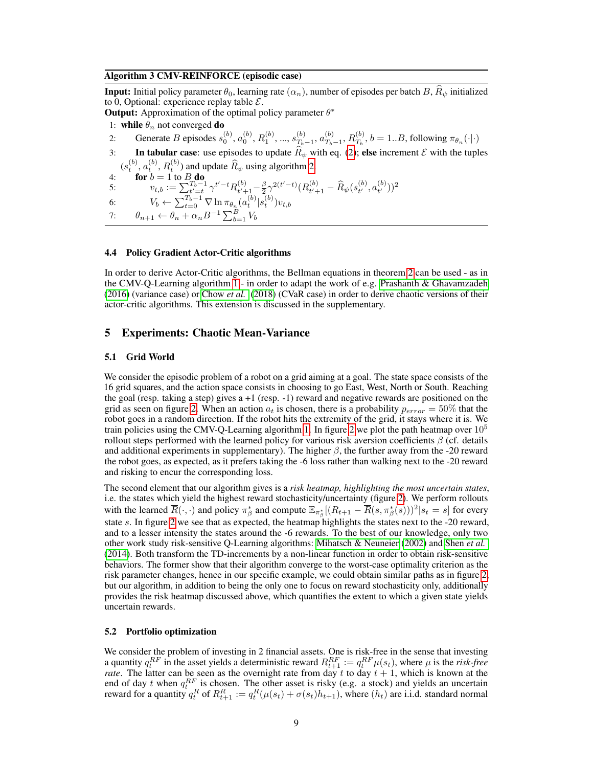**Algorithm 3 CMV-REINFORCE (episodic case)**

**Input:** Initial policy parameter $\theta_0$, learning rate $(\alpha_n)$, number of episodes per batch $B$, $\widehat{R}_\psi$ initialized to 0, Optional: experience replay table $\mathcal{E}$.
**Output:** Approximation of the optimal policy parameter $\theta^*$

1: **while** $\theta_n$ not converged **do**
2: Generate $B$ episodes $s_0^{(b)}, a_0^{(b)}, R_1^{(b)}, ..., s_{T_b-1}^{(b)}, a_{T_b-1}^{(b)}, R_{T_b}^{(b)}$, $b = 1..B$, following $\pi_{\theta_n}(\cdot|\cdot)$
3: **In tabular case**: use episodes to update $\widehat{R}_\psi$ with eq. (2); **else** increment $\mathcal{E}$ with the tuples $(s_t^{(b)}, a_t^{(b)}, R_t^{(b)})$ and update $\widehat{R}_\psi$ using algorithm 2.
4: **for** $b = 1$ to $B$ **do**
5: $v_{t,b} := \sum_{t'=t}^{T_b-1} \gamma^{t'-t} R_{t'+1}^{(b)} - \frac{\beta}{2}\gamma^{2(t'-t)}(R_{t'+1}^{(b)} - \widehat{R}_\psi(s_{t'}^{(b)}, a_{t'}^{(b)}))^2$
6: $V_b \leftarrow \sum_{t=0}^{T_b-1} \nabla \ln \pi_{\theta_n}(a_t^{(b)}|s_t^{(b)}) v_{t,b}$
7: $\theta_{n+1} \leftarrow \theta_n + \alpha_n B^{-1} \sum_{b=1}^{B} V_b$

### 4.4 Policy Gradient Actor-Critic algorithms

In order to derive Actor-Critic algorithms, the Bellman equations in theorem 2 can be used - as in the CMV-Q-Learning algorithm 1 - in order to adapt the work of e.g. Prashanth & Ghavamzadeh (2016) (variance case) or Chow *et al.* (2018) (CVaR case) in order to derive chaotic versions of their actor-critic algorithms. This extension is discussed in the supplementary.

## 5 Experiments: Chaotic Mean-Variance

### 5.1 Grid World

We consider the episodic problem of a robot on a grid aiming at a goal. The state space consists of the 16 grid squares, and the action space consists in choosing to go East, West, North or South. Reaching the goal (resp. taking a step) gives a +1 (resp. -1) reward and negative rewards are positioned on the grid as seen on figure 2. When an action $a_t$ is chosen, there is a probability $p_{error} = 50\%$ that the robot goes in a random direction. If the robot hits the extremity of the grid, it stays where it is. We train policies using the CMV-Q-Learning algorithm 1. In figure 2 we plot the path heatmap over $10^5$ rollout steps performed with the learned policy for various risk aversion coefficients $\beta$ (cf. details and additional experiments in supplementary). The higher $\beta$, the further away from the -20 reward the robot goes, as expected, as it prefers taking the -6 loss rather than walking next to the -20 reward and risking to encur the corresponding loss.

The second element that our algorithm gives is a *risk heatmap, highlighting the most uncertain states*, i.e. the states which yield the highest reward stochasticity/uncertainty (figure 2). We perform rollouts with the learned $\overline{R}(\cdot,\cdot)$ and policy $\pi_\beta^*$ and compute $\mathbb{E}_{\pi_\beta^*}[(R_{t+1} - \overline{R}(s, \pi_\beta^*(s)))^2 | s_t = s]$ for every state $s$. In figure 2 we see that as expected, the heatmap highlights the states next to the -20 reward, and to a lesser intensity the states around the -6 rewards. To the best of our knowledge, only two other work study risk-sensitive Q-Learning algorithms: Mihatsch & Neuneier (2002) and Shen *et al.* (2014). Both transform the TD-increments by a non-linear function in order to obtain risk-sensitive behaviors. The former show that their algorithm converge to the worst-case optimality criterion as the risk parameter changes, hence in our specific example, we could obtain similar paths as in figure 2, but our algorithm, in addition to being the only one to focus on reward stochasticity only, additionally provides the risk heatmap discussed above, which quantifies the extent to which a given state yields uncertain rewards.

### 5.2 Portfolio optimization

We consider the problem of investing in 2 financial assets. One is risk-free in the sense that investing a quantity $q_t^{RF}$ in the asset yields a deterministic reward $R_{t+1}^{RF} := q_t^{RF}\mu(s_t)$, where $\mu$ is the *risk-free rate*. The latter can be seen as the overnight rate from day $t$ to day $t+1$, which is known at the end of day $t$ when $q_t^{RF}$ is chosen. The other asset is risky (e.g. a stock) and yields an uncertain reward for a quantity $q_t^R$ of $R_{t+1}^R := q_t^R(\mu(s_t) + \sigma(s_t)h_{t+1})$, where $(h_t)$ are i.i.d. standard normal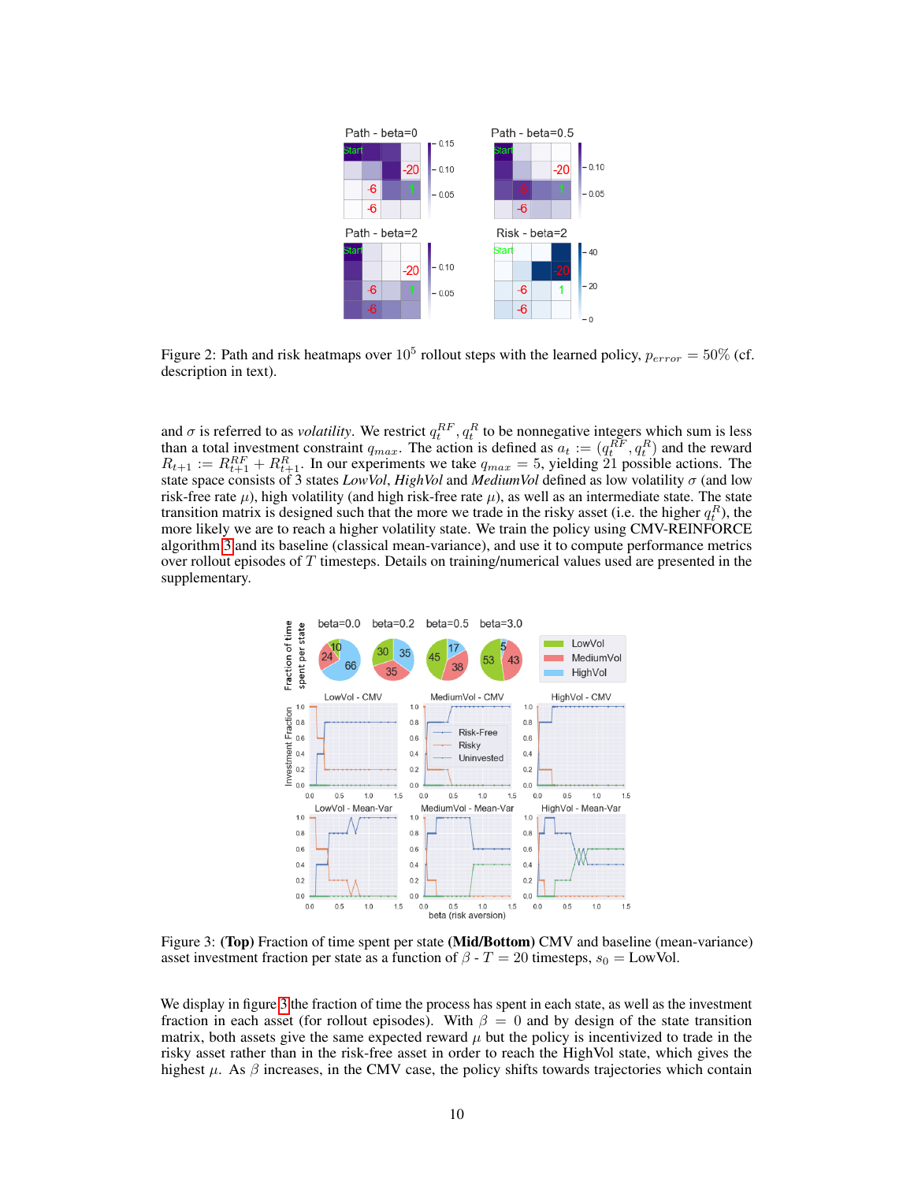Figure 2: Path and risk heatmaps over $10^5$ rollout steps with the learned policy, $p_{error} = 50\%$ (cf. description in text).

and $\sigma$ is referred to as *volatility*. We restrict $q_t^{RF}, q_t^R$ to be nonnegative integers which sum is less than a total investment constraint $q_{max}$. The action is defined as $a_t := (q_t^{RF}, q_t^R)$ and the reward $R_{t+1} := R_{t+1}^{RF} + R_{t+1}^R$. In our experiments we take $q_{max} = 5$, yielding 21 possible actions. The state space consists of 3 states *LowVol*, *HighVol* and *MediumVol* defined as low volatility $\sigma$ (and low risk-free rate $\mu$), high volatility (and high risk-free rate $\mu$), as well as an intermediate state. The state transition matrix is designed such that the more we trade in the risky asset (i.e. the higher $q_t^R$), the more likely we are to reach a higher volatility state. We train the policy using CMV-REINFORCE algorithm 3 and its baseline (classical mean-variance), and use it to compute performance metrics over rollout episodes of $T$ timesteps. Details on training/numerical values used are presented in the supplementary.

Figure 3: **(Top)** Fraction of time spent per state **(Mid/Bottom)** CMV and baseline (mean-variance) asset investment fraction per state as a function of $\beta$ - $T = 20$ timesteps, $s_0 =$ LowVol.

We display in figure 3 the fraction of time the process has spent in each state, as well as the investment fraction in each asset (for rollout episodes). With $\beta = 0$ and by design of the state transition matrix, both assets give the same expected reward $\mu$ but the policy is incentivized to trade in the risky asset rather than in the risk-free asset in order to reach the HighVol state, which gives the highest $\mu$. As $\beta$ increases, in the CMV case, the policy shifts towards trajectories which contain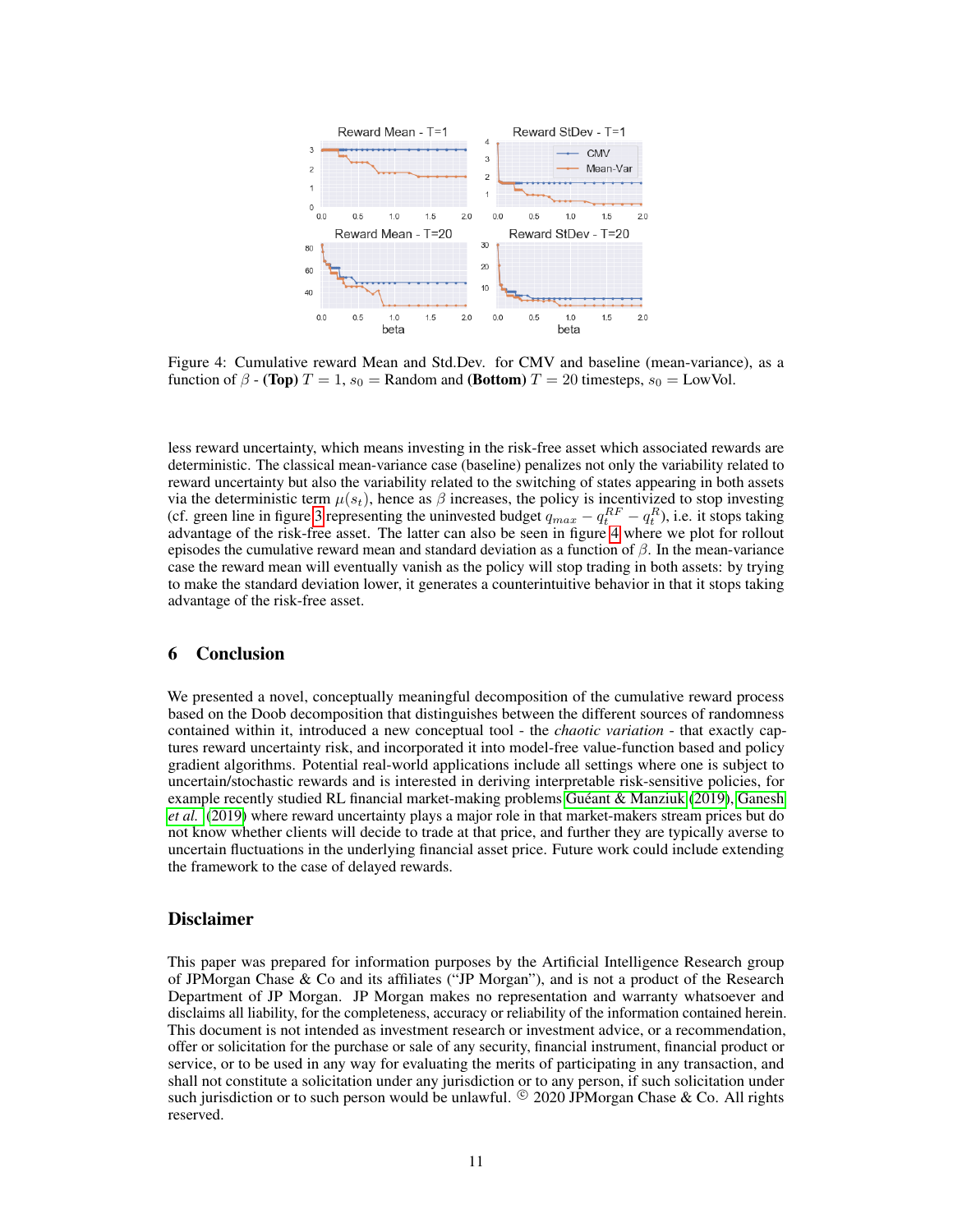Figure 4: Cumulative reward Mean and Std.Dev. for CMV and baseline (mean-variance), as a function of $\beta$ - **(Top)** $T = 1$, $s_0$ = Random and **(Bottom)** $T = 20$ timesteps, $s_0$ = LowVol.

less reward uncertainty, which means investing in the risk-free asset which associated rewards are deterministic. The classical mean-variance case (baseline) penalizes not only the variability related to reward uncertainty but also the variability related to the switching of states appearing in both assets via the deterministic term $\mu(s_t)$, hence as $\beta$ increases, the policy is incentivized to stop investing (cf. green line in figure 3 representing the uninvested budget $q_{max} - q_t^{RF} - q_t^R$), i.e. it stops taking advantage of the risk-free asset. The latter can also be seen in figure 4 where we plot for rollout episodes the cumulative reward mean and standard deviation as a function of $\beta$. In the mean-variance case the reward mean will eventually vanish as the policy will stop trading in both assets: by trying to make the standard deviation lower, it generates a counterintuitive behavior in that it stops taking advantage of the risk-free asset.

## 6 Conclusion

We presented a novel, conceptually meaningful decomposition of the cumulative reward process based on the Doob decomposition that distinguishes between the different sources of randomness contained within it, introduced a new conceptual tool - the *chaotic variation* - that exactly captures reward uncertainty risk, and incorporated it into model-free value-function based and policy gradient algorithms. Potential real-world applications include all settings where one is subject to uncertain/stochastic rewards and is interested in deriving interpretable risk-sensitive policies, for example recently studied RL financial market-making problems Guéant & Manziuk (2019), Ganesh *et al.* (2019) where reward uncertainty plays a major role in that market-makers stream prices but do not know whether clients will decide to trade at that price, and further they are typically averse to uncertain fluctuations in the underlying financial asset price. Future work could include extending the framework to the case of delayed rewards.

## Disclaimer

This paper was prepared for information purposes by the Artificial Intelligence Research group of JPMorgan Chase & Co and its affiliates ("JP Morgan"), and is not a product of the Research Department of JP Morgan. JP Morgan makes no representation and warranty whatsoever and disclaims all liability, for the completeness, accuracy or reliability of the information contained herein. This document is not intended as investment research or investment advice, or a recommendation, offer or solicitation for the purchase or sale of any security, financial instrument, financial product or service, or to be used in any way for evaluating the merits of participating in any transaction, and shall not constitute a solicitation under any jurisdiction or to any person, if such solicitation under such jurisdiction or to such person would be unlawful. © 2020 JPMorgan Chase & Co. All rights reserved.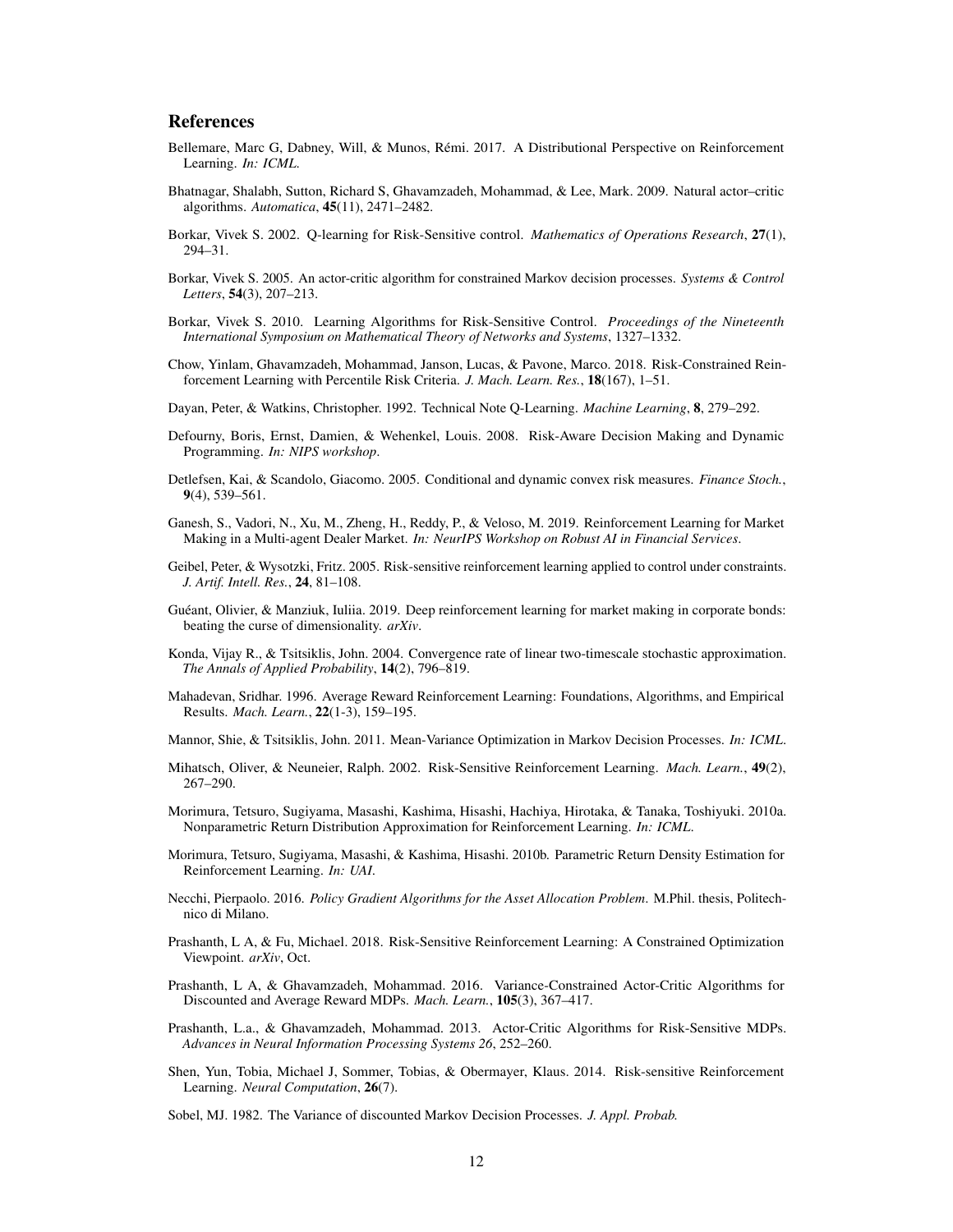## References

Bellemare, Marc G, Dabney, Will, & Munos, Rémi. 2017. A Distributional Perspective on Reinforcement Learning. *In: ICML*.

Bhatnagar, Shalabh, Sutton, Richard S, Ghavamzadeh, Mohammad, & Lee, Mark. 2009. Natural actor–critic algorithms. *Automatica*, **45**(11), 2471–2482.

Borkar, Vivek S. 2002. Q-learning for Risk-Sensitive control. *Mathematics of Operations Research*, **27**(1), 294–31.

Borkar, Vivek S. 2005. An actor-critic algorithm for constrained Markov decision processes. *Systems & Control Letters*, **54**(3), 207–213.

Borkar, Vivek S. 2010. Learning Algorithms for Risk-Sensitive Control. *Proceedings of the Nineteenth International Symposium on Mathematical Theory of Networks and Systems*, 1327–1332.

Chow, Yinlam, Ghavamzadeh, Mohammad, Janson, Lucas, & Pavone, Marco. 2018. Risk-Constrained Reinforcement Learning with Percentile Risk Criteria. *J. Mach. Learn. Res.*, **18**(167), 1–51.

Dayan, Peter, & Watkins, Christopher. 1992. Technical Note Q-Learning. *Machine Learning*, **8**, 279–292.

Defourny, Boris, Ernst, Damien, & Wehenkel, Louis. 2008. Risk-Aware Decision Making and Dynamic Programming. *In: NIPS workshop*.

Detlefsen, Kai, & Scandolo, Giacomo. 2005. Conditional and dynamic convex risk measures. *Finance Stoch.*, **9**(4), 539–561.

Ganesh, S., Vadori, N., Xu, M., Zheng, H., Reddy, P., & Veloso, M. 2019. Reinforcement Learning for Market Making in a Multi-agent Dealer Market. *In: NeurIPS Workshop on Robust AI in Financial Services*.

Geibel, Peter, & Wysotzki, Fritz. 2005. Risk-sensitive reinforcement learning applied to control under constraints. *J. Artif. Intell. Res.*, **24**, 81–108.

Guéant, Olivier, & Manziuk, Iuliia. 2019. Deep reinforcement learning for market making in corporate bonds: beating the curse of dimensionality. *arXiv*.

Konda, Vijay R., & Tsitsiklis, John. 2004. Convergence rate of linear two-timescale stochastic approximation. *The Annals of Applied Probability*, **14**(2), 796–819.

Mahadevan, Sridhar. 1996. Average Reward Reinforcement Learning: Foundations, Algorithms, and Empirical Results. *Mach. Learn.*, **22**(1-3), 159–195.

Mannor, Shie, & Tsitsiklis, John. 2011. Mean-Variance Optimization in Markov Decision Processes. *In: ICML*.

Mihatsch, Oliver, & Neuneier, Ralph. 2002. Risk-Sensitive Reinforcement Learning. *Mach. Learn.*, **49**(2), 267–290.

Morimura, Tetsuro, Sugiyama, Masashi, Kashima, Hisashi, Hachiya, Hirotaka, & Tanaka, Toshiyuki. 2010a. Nonparametric Return Distribution Approximation for Reinforcement Learning. *In: ICML*.

Morimura, Tetsuro, Sugiyama, Masashi, & Kashima, Hisashi. 2010b. Parametric Return Density Estimation for Reinforcement Learning. *In: UAI*.

Necchi, Pierpaolo. 2016. *Policy Gradient Algorithms for the Asset Allocation Problem*. M.Phil. thesis, Politechnico di Milano.

Prashanth, L A, & Fu, Michael. 2018. Risk-Sensitive Reinforcement Learning: A Constrained Optimization Viewpoint. *arXiv*, Oct.

Prashanth, L A, & Ghavamzadeh, Mohammad. 2016. Variance-Constrained Actor-Critic Algorithms for Discounted and Average Reward MDPs. *Mach. Learn.*, **105**(3), 367–417.

Prashanth, L.a., & Ghavamzadeh, Mohammad. 2013. Actor-Critic Algorithms for Risk-Sensitive MDPs. *Advances in Neural Information Processing Systems 26*, 252–260.

Shen, Yun, Tobia, Michael J, Sommer, Tobias, & Obermayer, Klaus. 2014. Risk-sensitive Reinforcement Learning. *Neural Computation*, **26**(7).

Sobel, MJ. 1982. The Variance of discounted Markov Decision Processes. *J. Appl. Probab.*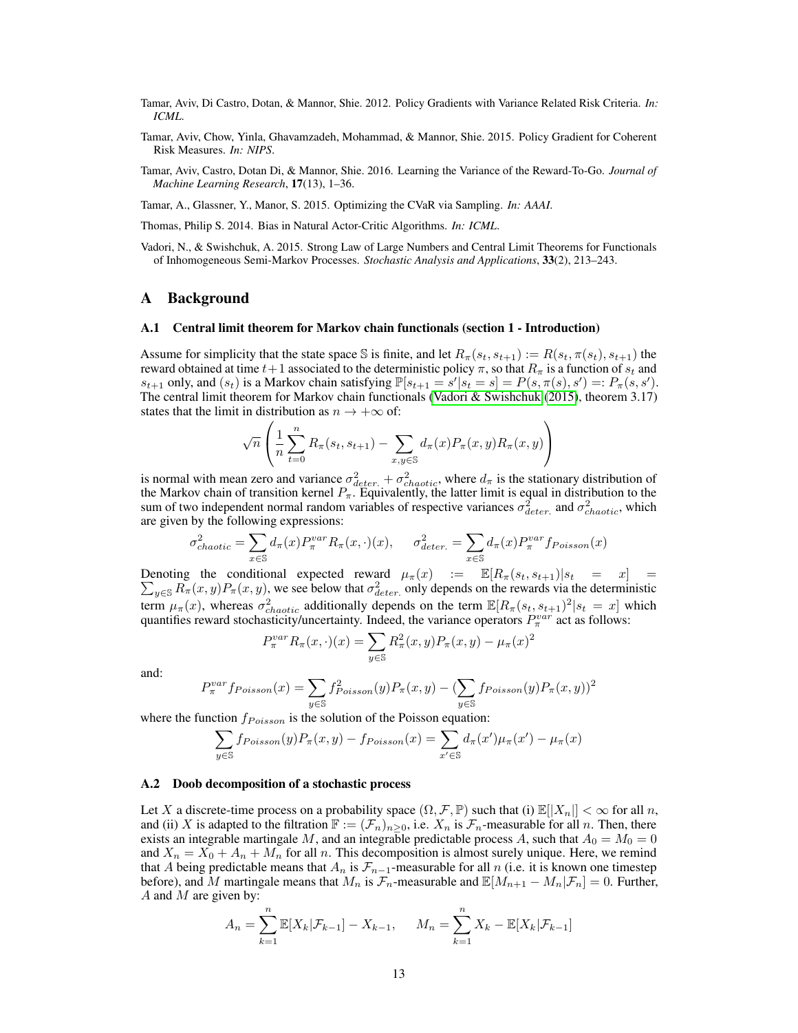Tamar, Aviv, Di Castro, Dotan, & Mannor, Shie. 2012. Policy Gradients with Variance Related Risk Criteria. *In: ICML*.

Tamar, Aviv, Chow, Yinla, Ghavamzadeh, Mohammad, & Mannor, Shie. 2015. Policy Gradient for Coherent Risk Measures. *In: NIPS*.

Tamar, Aviv, Castro, Dotan Di, & Mannor, Shie. 2016. Learning the Variance of the Reward-To-Go. *Journal of Machine Learning Research*, **17**(13), 1–36.

Tamar, A., Glassner, Y., Manor, S. 2015. Optimizing the CVaR via Sampling. *In: AAAI*.

Thomas, Philip S. 2014. Bias in Natural Actor-Critic Algorithms. *In: ICML*.

Vadori, N., & Swishchuk, A. 2015. Strong Law of Large Numbers and Central Limit Theorems for Functionals of Inhomogeneous Semi-Markov Processes. *Stochastic Analysis and Applications*, **33**(2), 213–243.

## A Background

### A.1 Central limit theorem for Markov chain functionals (section 1 - Introduction)

Assume for simplicity that the state space $\mathbb{S}$ is finite, and let $R_\pi(s_t, s_{t+1}) := R(s_t, \pi(s_t), s_{t+1})$ the reward obtained at time $t+1$ associated to the deterministic policy $\pi$, so that $R_\pi$ is a function of $s_t$ and $s_{t+1}$ only, and $(s_t)$ is a Markov chain satisfying $\mathbb{P}[s_{t+1} = s'|s_t = s] = P(s, \pi(s), s') =: P_\pi(s, s')$. The central limit theorem for Markov chain functionals (Vadori & Swishchuk (2015), theorem 3.17) states that the limit in distribution as $n \to +\infty$ of:

$$\sqrt{n}\left(\frac{1}{n}\sum_{t=0}^{n} R_\pi(s_t, s_{t+1}) - \sum_{x,y\in\mathbb{S}} d_\pi(x)P_\pi(x,y)R_\pi(x,y)\right)$$

is normal with mean zero and variance $\sigma^2_{deter.} + \sigma^2_{chaotic}$, where $d_\pi$ is the stationary distribution of the Markov chain of transition kernel $P_\pi$. Equivalently, the latter limit is equal in distribution to the sum of two independent normal random variables of respective variances $\sigma^2_{deter.}$ and $\sigma^2_{chaotic}$, which are given by the following expressions:

$$\sigma^2_{chaotic} = \sum_{x\in\mathbb{S}} d_\pi(x) P^{var}_\pi R_\pi(x,\cdot)(x), \qquad \sigma^2_{deter.} = \sum_{x\in\mathbb{S}} d_\pi(x) P^{var}_\pi f_{Poisson}(x)$$

Denoting the conditional expected reward $\mu_\pi(x) := \mathbb{E}[R_\pi(s_t, s_{t+1})|s_t = x] = \sum_{y\in\mathbb{S}} R_\pi(x,y)P_\pi(x,y)$, we see below that $\sigma^2_{deter.}$ only depends on the rewards via the deterministic term $\mu_\pi(x)$, whereas $\sigma^2_{chaotic}$ additionally depends on the term $\mathbb{E}[R_\pi(s_t, s_{t+1})^2|s_t = x]$ which quantifies reward stochasticity/uncertainty. Indeed, the variance operators $P^{var}_\pi$ act as follows:

$$P^{var}_\pi R_\pi(x,\cdot)(x) = \sum_{y\in\mathbb{S}} R^2_\pi(x,y)P_\pi(x,y) - \mu_\pi(x)^2$$

and:

$$P^{var}_\pi f_{Poisson}(x) = \sum_{y\in\mathbb{S}} f^2_{Poisson}(y)P_\pi(x,y) - \Big(\sum_{y\in\mathbb{S}} f_{Poisson}(y)P_\pi(x,y)\Big)^2$$

where the function $f_{Poisson}$ is the solution of the Poisson equation:

$$\sum_{y\in\mathbb{S}} f_{Poisson}(y)P_\pi(x,y) - f_{Poisson}(x) = \sum_{x'\in\mathbb{S}} d_\pi(x')\mu_\pi(x') - \mu_\pi(x)$$

### A.2 Doob decomposition of a stochastic process

Let $X$ a discrete-time process on a probability space $(\Omega, \mathcal{F}, \mathbb{P})$ such that (i) $\mathbb{E}[|X_n|] < \infty$ for all $n$, and (ii) $X$ is adapted to the filtration $\mathbb{F} := (\mathcal{F}_n)_{n\geq 0}$, i.e. $X_n$ is $\mathcal{F}_n$-measurable for all $n$. Then, there exists an integrable martingale $M$, and an integrable predictable process $A$, such that $A_0 = M_0 = 0$ and $X_n = X_0 + A_n + M_n$ for all $n$. This decomposition is almost surely unique. Here, we remind that $A$ being predictable means that $A_n$ is $\mathcal{F}_{n-1}$-measurable for all $n$ (i.e. it is known one timestep before), and $M$ martingale means that $M_n$ is $\mathcal{F}_n$-measurable and $\mathbb{E}[M_{n+1} - M_n|\mathcal{F}_n] = 0$. Further, $A$ and $M$ are given by:

$$A_n = \sum_{k=1}^{n} \mathbb{E}[X_k|\mathcal{F}_{k-1}] - X_{k-1}, \qquad M_n = \sum_{k=1}^{n} X_k - \mathbb{E}[X_k|\mathcal{F}_{k-1}]$$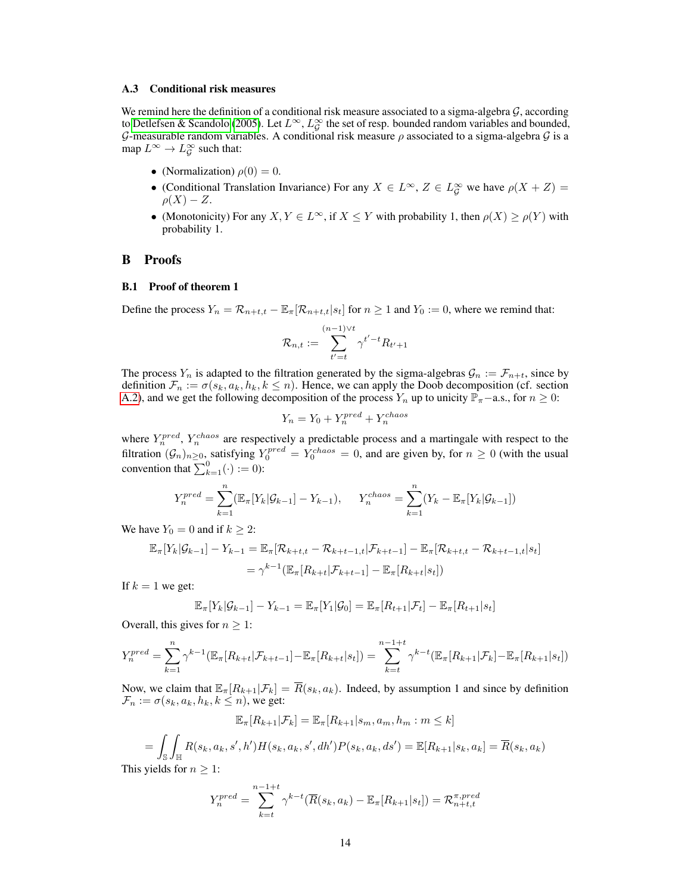### A.3 Conditional risk measures

We remind here the definition of a conditional risk measure associated to a sigma-algebra $\mathcal{G}$, according to Detlefsen & Scandolo (2005). Let $L^\infty$, $L^\infty_{\mathcal{G}}$ the set of resp. bounded random variables and bounded, $\mathcal{G}$-measurable random variables. A conditional risk measure $\rho$ associated to a sigma-algebra $\mathcal{G}$ is a map $L^\infty \to L^\infty_{\mathcal{G}}$ such that:

- (Normalization) $\rho(0) = 0$.
- (Conditional Translation Invariance) For any $X \in L^\infty$, $Z \in L^\infty_{\mathcal{G}}$ we have $\rho(X + Z) = \rho(X) - Z$.
- (Monotonicity) For any $X, Y \in L^\infty$, if $X \leq Y$ with probability 1, then $\rho(X) \geq \rho(Y)$ with probability 1.

## B Proofs

### B.1 Proof of theorem 1

Define the process $Y_n = \mathcal{R}_{n+t,t} - \mathbb{E}_\pi[\mathcal{R}_{n+t,t}|s_t]$ for $n \geq 1$ and $Y_0 := 0$, where we remind that:

$$\mathcal{R}_{n,t} := \sum_{t'=t}^{(n-1)\vee t} \gamma^{t'-t} R_{t'+1}$$

The process $Y_n$ is adapted to the filtration generated by the sigma-algebras $\mathcal{G}_n := \mathcal{F}_{n+t}$, since by definition $\mathcal{F}_n := \sigma(s_k, a_k, h_k, k \leq n)$. Hence, we can apply the Doob decomposition (cf. section A.2), and we get the following decomposition of the process $Y_n$ up to unicity $\mathbb{P}_\pi-$a.s., for $n \geq 0$:

$$Y_n = Y_0 + Y_n^{pred} + Y_n^{chaos}$$

where $Y_n^{pred}$, $Y_n^{chaos}$ are respectively a predictable process and a martingale with respect to the filtration $(\mathcal{G}_n)_{n\geq 0}$, satisfying $Y_0^{pred} = Y_0^{chaos} = 0$, and are given by, for $n \geq 0$ (with the usual convention that $\sum_{k=1}^{0}(\cdot) := 0$):

$$Y_n^{pred} = \sum_{k=1}^{n}(\mathbb{E}_\pi[Y_k|\mathcal{G}_{k-1}] - Y_{k-1}), \qquad Y_n^{chaos} = \sum_{k=1}^{n}(Y_k - \mathbb{E}_\pi[Y_k|\mathcal{G}_{k-1}])$$

We have $Y_0 = 0$ and if $k \geq 2$:

$$\begin{aligned}
\mathbb{E}_\pi[Y_k|\mathcal{G}_{k-1}] - Y_{k-1} &= \mathbb{E}_\pi[\mathcal{R}_{k+t,t} - \mathcal{R}_{k+t-1,t}|\mathcal{F}_{k+t-1}] - \mathbb{E}_\pi[\mathcal{R}_{k+t,t} - \mathcal{R}_{k+t-1,t}|s_t] \\
&= \gamma^{k-1}(\mathbb{E}_\pi[R_{k+t}|\mathcal{F}_{k+t-1}] - \mathbb{E}_\pi[R_{k+t}|s_t])
\end{aligned}$$

If $k = 1$ we get:

$$\mathbb{E}_\pi[Y_k|\mathcal{G}_{k-1}] - Y_{k-1} = \mathbb{E}_\pi[Y_1|\mathcal{G}_0] = \mathbb{E}_\pi[R_{t+1}|\mathcal{F}_t] - \mathbb{E}_\pi[R_{t+1}|s_t]$$

Overall, this gives for $n \geq 1$:

$$Y_n^{pred} = \sum_{k=1}^{n} \gamma^{k-1}(\mathbb{E}_\pi[R_{k+t}|\mathcal{F}_{k+t-1}] - \mathbb{E}_\pi[R_{k+t}|s_t]) = \sum_{k=t}^{n-1+t} \gamma^{k-t}(\mathbb{E}_\pi[R_{k+1}|\mathcal{F}_k] - \mathbb{E}_\pi[R_{k+1}|s_t])$$

Now, we claim that $\mathbb{E}_\pi[R_{k+1}|\mathcal{F}_k] = \overline{R}(s_k, a_k)$. Indeed, by assumption 1 and since by definition $\mathcal{F}_n := \sigma(s_k, a_k, h_k, k \leq n)$, we get:

$$\mathbb{E}_\pi[R_{k+1}|\mathcal{F}_k] = \mathbb{E}_\pi[R_{k+1}|s_m, a_m, h_m : m \leq k]$$

$$= \int_{\mathbb{S}} \int_{\mathbb{H}} R(s_k, a_k, s', h') H(s_k, a_k, s', dh') P(s_k, a_k, ds') = \mathbb{E}[R_{k+1}|s_k, a_k] = \overline{R}(s_k, a_k)$$

This yields for $n \geq 1$:

$$Y_n^{pred} = \sum_{k=t}^{n-1+t} \gamma^{k-t}(\overline{R}(s_k, a_k) - \mathbb{E}_\pi[R_{k+1}|s_t]) = \mathcal{R}_{n+t,t}^{\pi,pred}$$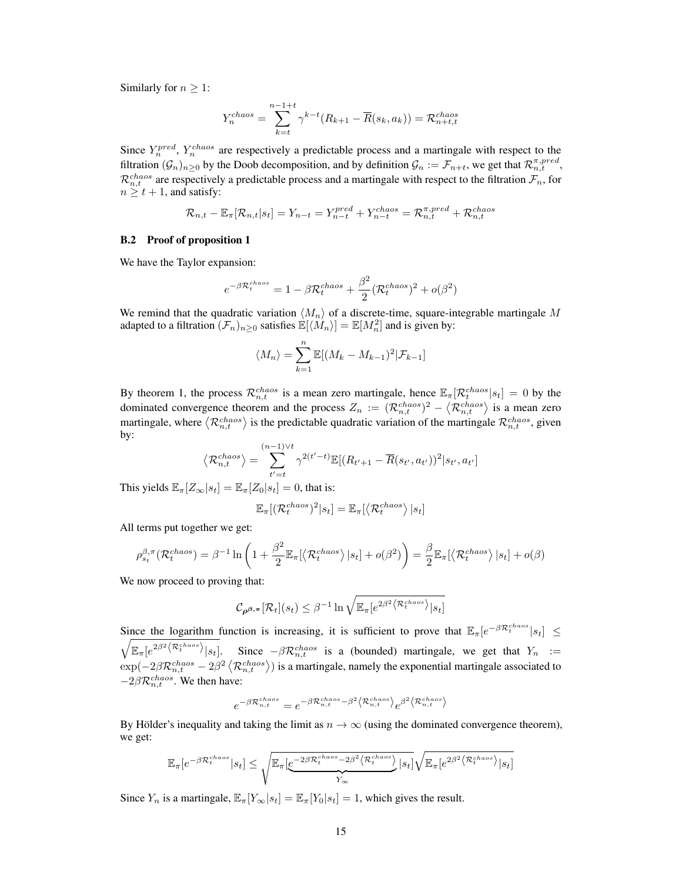Similarly for $n \geq 1$:

$$Y_n^{chaos} = \sum_{k=t}^{n-1+t} \gamma^{k-t}(R_{k+1} - \overline{R}(s_k, a_k)) = \mathcal{R}_{n+t,t}^{chaos}$$

Since $Y_n^{pred}$, $Y_n^{chaos}$ are respectively a predictable process and a martingale with respect to the filtration $(\mathcal{G}_n)_{n\geq 0}$ by the Doob decomposition, and by definition $\mathcal{G}_n := \mathcal{F}_{n+t}$, we get that $\mathcal{R}_{n,t}^{\pi,pred}$, $\mathcal{R}_{n,t}^{chaos}$ are respectively a predictable process and a martingale with respect to the filtration $\mathcal{F}_n$, for $n \geq t+1$, and satisfy:

$$\mathcal{R}_{n,t} - \mathbb{E}_\pi[\mathcal{R}_{n,t}|s_t] = Y_{n-t} = Y_{n-t}^{pred} + Y_{n-t}^{chaos} = \mathcal{R}_{n,t}^{\pi,pred} + \mathcal{R}_{n,t}^{chaos}$$

### B.2 Proof of proposition 1

We have the Taylor expansion:

$$e^{-\beta\mathcal{R}_t^{chaos}} = 1 - \beta\mathcal{R}_t^{chaos} + \frac{\beta^2}{2}(\mathcal{R}_t^{chaos})^2 + o(\beta^2)$$

We remind that the quadratic variation $\langle M_n \rangle$ of a discrete-time, square-integrable martingale $M$ adapted to a filtration $(\mathcal{F}_n)_{n\geq 0}$ satisfies $\mathbb{E}[\langle M_n \rangle] = \mathbb{E}[M_n^2]$ and is given by:

$$\langle M_n \rangle = \sum_{k=1}^{n} \mathbb{E}[(M_k - M_{k-1})^2|\mathcal{F}_{k-1}]$$

By theorem 1, the process $\mathcal{R}_{n,t}^{chaos}$ is a mean zero martingale, hence $\mathbb{E}_\pi[\mathcal{R}_t^{chaos}|s_t] = 0$ by the dominated convergence theorem and the process $Z_n := (\mathcal{R}_{n,t}^{chaos})^2 - \langle \mathcal{R}_{n,t}^{chaos} \rangle$ is a mean zero martingale, where $\langle \mathcal{R}_{n,t}^{chaos} \rangle$ is the predictable quadratic variation of the martingale $\mathcal{R}_{n,t}^{chaos}$, given by:

$$\langle \mathcal{R}_{n,t}^{chaos} \rangle = \sum_{t'=t}^{(n-1)\vee t} \gamma^{2(t'-t)} \mathbb{E}[(R_{t'+1} - \overline{R}(s_{t'}, a_{t'}))^2|s_{t'}, a_{t'}]$$

This yields $\mathbb{E}_\pi[Z_\infty|s_t] = \mathbb{E}_\pi[Z_0|s_t] = 0$, that is:

$$\mathbb{E}_\pi[(\mathcal{R}_t^{chaos})^2|s_t] = \mathbb{E}_\pi[\langle \mathcal{R}_t^{chaos} \rangle|s_t]$$

All terms put together we get:

$$\rho_{s_t}^{\beta,\pi}(\mathcal{R}_t^{chaos}) = \beta^{-1}\ln\left(1 + \frac{\beta^2}{2}\mathbb{E}_\pi[\langle \mathcal{R}_t^{chaos} \rangle|s_t] + o(\beta^2)\right) = \frac{\beta}{2}\mathbb{E}_\pi[\langle \mathcal{R}_t^{chaos} \rangle|s_t] + o(\beta)$$

We now proceed to proving that:

$$\mathcal{C}_{\rho^{\beta,\pi}}[\mathcal{R}_t](s_t) \leq \beta^{-1}\ln\sqrt{\mathbb{E}_\pi[e^{2\beta^2\langle \mathcal{R}_t^{chaos} \rangle}|s_t]}$$

Since the logarithm function is increasing, it is sufficient to prove that $\mathbb{E}_\pi[e^{-\beta\mathcal{R}_t^{chaos}}|s_t] \leq \sqrt{\mathbb{E}_\pi[e^{2\beta^2\langle \mathcal{R}_t^{chaos} \rangle}|s_t]}$. Since $-\beta\mathcal{R}_{n,t}^{chaos}$ is a (bounded) martingale, we get that $Y_n := \exp(-2\beta\mathcal{R}_{n,t}^{chaos} - 2\beta^2\langle \mathcal{R}_{n,t}^{chaos} \rangle)$ is a martingale, namely the exponential martingale associated to $-2\beta\mathcal{R}_{n,t}^{chaos}$. We then have:

$$e^{-\beta\mathcal{R}_{n,t}^{chaos}} = e^{-\beta\mathcal{R}_{n,t}^{chaos} - \beta^2\langle \mathcal{R}_{n,t}^{chaos} \rangle} e^{\beta^2\langle \mathcal{R}_{n,t}^{chaos} \rangle}$$

By Hölder's inequality and taking the limit as $n \to \infty$ (using the dominated convergence theorem), we get:

$$\mathbb{E}_\pi[e^{-\beta\mathcal{R}_t^{chaos}}|s_t] \leq \sqrt{\mathbb{E}_\pi[\underbrace{e^{-2\beta\mathcal{R}_t^{chaos} - 2\beta^2\langle \mathcal{R}_t^{chaos} \rangle}}_{Y_\infty}|s_t]}\sqrt{\mathbb{E}_\pi[e^{2\beta^2\langle \mathcal{R}_t^{chaos} \rangle}|s_t]}$$

Since $Y_n$ is a martingale, $\mathbb{E}_\pi[Y_\infty|s_t] = \mathbb{E}_\pi[Y_0|s_t] = 1$, which gives the result.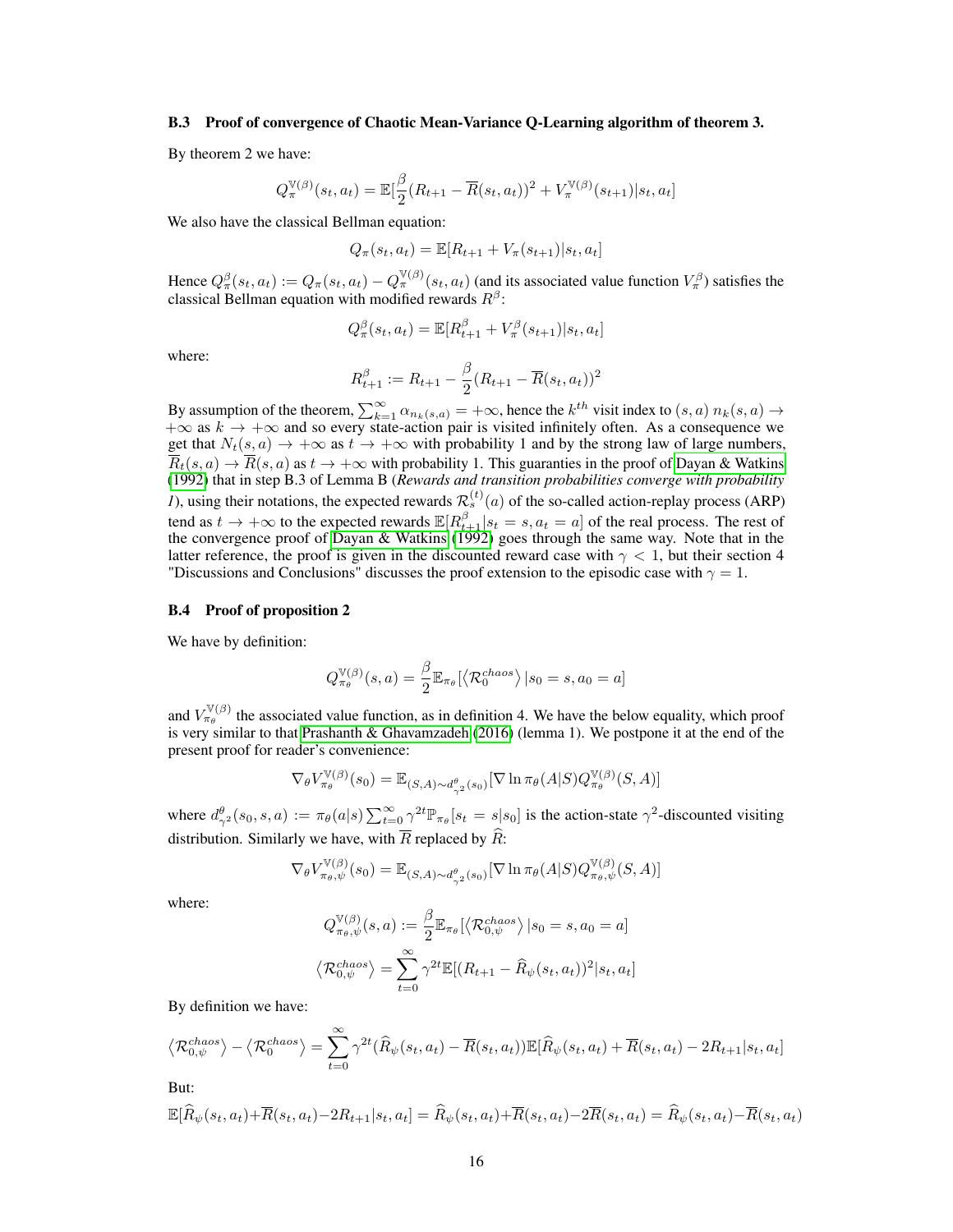### B.3 Proof of convergence of Chaotic Mean-Variance Q-Learning algorithm of theorem 3.

By theorem 2 we have:

$$Q_{\pi}^{\mathbb{V}(\beta)}(s_t, a_t) = \mathbb{E}[\frac{\beta}{2}(R_{t+1} - \overline{R}(s_t, a_t))^2 + V_{\pi}^{\mathbb{V}(\beta)}(s_{t+1})|s_t, a_t]$$

We also have the classical Bellman equation:

$$Q_{\pi}(s_t, a_t) = \mathbb{E}[R_{t+1} + V_{\pi}(s_{t+1})|s_t, a_t]$$

Hence $Q_{\pi}^{\beta}(s_t, a_t) := Q_{\pi}(s_t, a_t) - Q_{\pi}^{\mathbb{V}(\beta)}(s_t, a_t)$ (and its associated value function $V_{\pi}^{\beta}$) satisfies the classical Bellman equation with modified rewards $R^{\beta}$:

$$Q_{\pi}^{\beta}(s_t, a_t) = \mathbb{E}[R_{t+1}^{\beta} + V_{\pi}^{\beta}(s_{t+1})|s_t, a_t]$$

where:

$$R_{t+1}^{\beta} := R_{t+1} - \frac{\beta}{2}(R_{t+1} - \overline{R}(s_t, a_t))^2$$

By assumption of the theorem, $\sum_{k=1}^{\infty} \alpha_{n_k(s,a)} = +\infty$, hence the $k^{th}$ visit index to $(s, a)$ $n_k(s, a) \to +\infty$ as $k \to +\infty$ and so every state-action pair is visited infinitely often. As a consequence we get that $N_t(s, a) \to +\infty$ as $t \to +\infty$ with probability 1 and by the strong law of large numbers, $\overline{R}_t(s, a) \to \overline{R}(s, a)$ as $t \to +\infty$ with probability 1. This guaranties in the proof of Dayan & Watkins (1992) that in step B.3 of Lemma B (*Rewards and transition probabilities converge with probability 1*), using their notations, the expected rewards $\mathcal{R}_s^{(t)}(a)$ of the so-called action-replay process (ARP) tend as $t \to +\infty$ to the expected rewards $\mathbb{E}[R_{t+1}^{\beta}|s_t = s, a_t = a]$ of the real process. The rest of the convergence proof of Dayan & Watkins (1992) goes through the same way. Note that in the latter reference, the proof is given in the discounted reward case with $\gamma < 1$, but their section 4 "Discussions and Conclusions" discusses the proof extension to the episodic case with $\gamma = 1$.

### B.4 Proof of proposition 2

We have by definition:

$$Q_{\pi_\theta}^{\mathbb{V}(\beta)}(s, a) = \frac{\beta}{2}\mathbb{E}_{\pi_\theta}[\langle \mathcal{R}_0^{chaos} \rangle |s_0 = s, a_0 = a]$$

and $V_{\pi_\theta}^{\mathbb{V}(\beta)}$ the associated value function, as in definition 4. We have the below equality, which proof is very similar to that Prashanth & Ghavamzadeh (2016) (lemma 1). We postpone it at the end of the present proof for reader's convenience:

$$\nabla_\theta V_{\pi_\theta}^{\mathbb{V}(\beta)}(s_0) = \mathbb{E}_{(S,A) \sim d_{\gamma^2}^{\theta}(s_0)}[\nabla \ln \pi_\theta(A|S) Q_{\pi_\theta}^{\mathbb{V}(\beta)}(S, A)]$$

where $d_{\gamma^2}^{\theta}(s_0, s, a) := \pi_\theta(a|s) \sum_{t=0}^{\infty} \gamma^{2t} \mathbb{P}_{\pi_\theta}[s_t = s|s_0]$ is the action-state $\gamma^2$-discounted visiting distribution. Similarly we have, with $\overline{R}$ replaced by $\widehat{R}$:

$$\nabla_\theta V_{\pi_\theta, \psi}^{\mathbb{V}(\beta)}(s_0) = \mathbb{E}_{(S,A) \sim d_{\gamma^2}^{\theta}(s_0)}[\nabla \ln \pi_\theta(A|S) Q_{\pi_\theta, \psi}^{\mathbb{V}(\beta)}(S, A)]$$

where:

$$Q_{\pi_\theta, \psi}^{\mathbb{V}(\beta)}(s, a) := \frac{\beta}{2}\mathbb{E}_{\pi_\theta}[\langle \mathcal{R}_{0,\psi}^{chaos} \rangle |s_0 = s, a_0 = a]$$

$$\langle \mathcal{R}_{0,\psi}^{chaos} \rangle = \sum_{t=0}^{\infty} \gamma^{2t} \mathbb{E}[(R_{t+1} - \widehat{R}_\psi(s_t, a_t))^2 | s_t, a_t]$$

By definition we have:

$$\langle \mathcal{R}_{0,\psi}^{chaos} \rangle - \langle \mathcal{R}_0^{chaos} \rangle = \sum_{t=0}^{\infty} \gamma^{2t} (\widehat{R}_\psi(s_t, a_t) - \overline{R}(s_t, a_t)) \mathbb{E}[\widehat{R}_\psi(s_t, a_t) + \overline{R}(s_t, a_t) - 2R_{t+1}|s_t, a_t]$$

But:

$$\mathbb{E}[\widehat{R}_\psi(s_t, a_t) + \overline{R}(s_t, a_t) - 2R_{t+1}|s_t, a_t] = \widehat{R}_\psi(s_t, a_t) + \overline{R}(s_t, a_t) - 2\overline{R}(s_t, a_t) = \widehat{R}_\psi(s_t, a_t) - \overline{R}(s_t, a_t)$$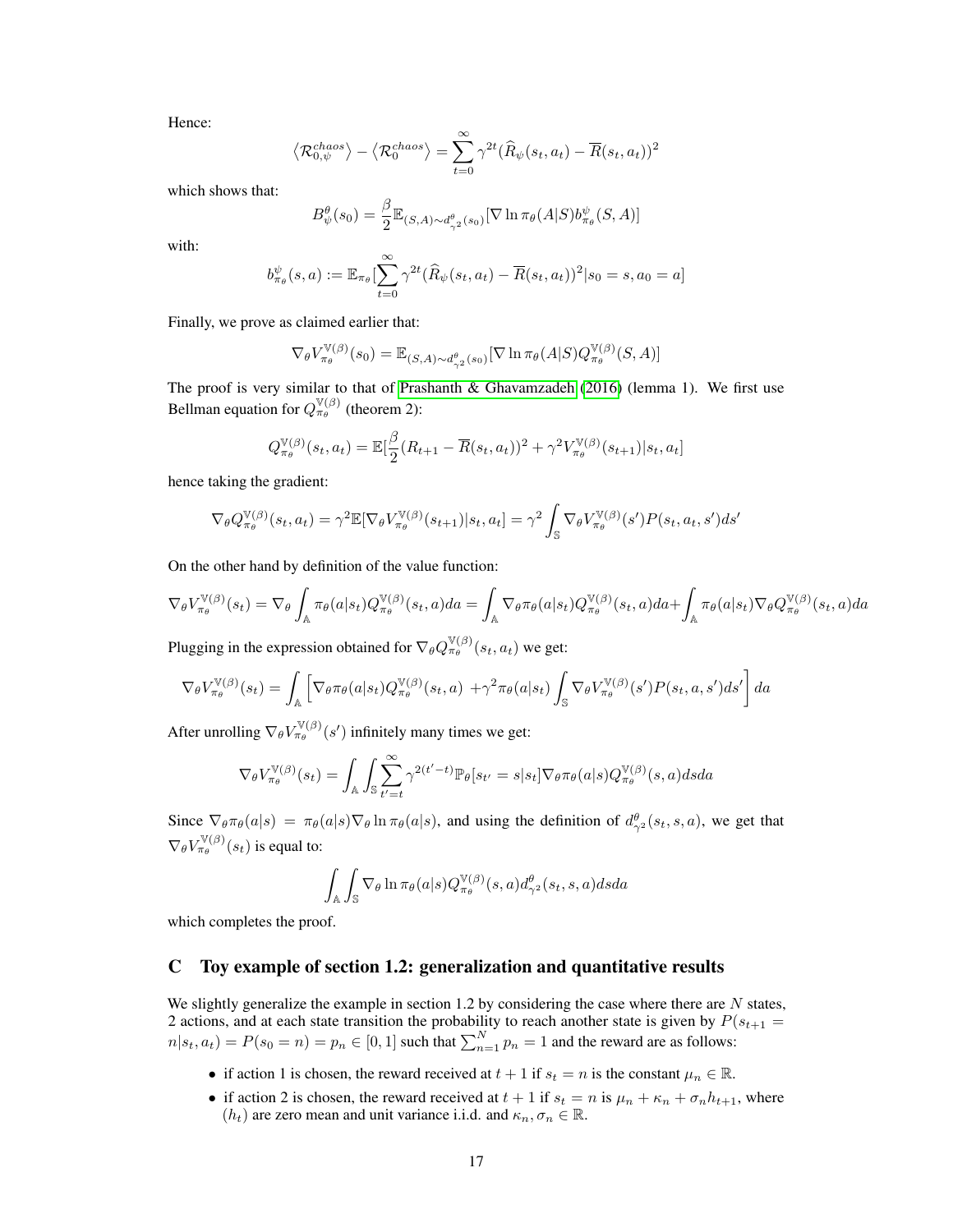Hence:

$$\left\langle \mathcal{R}_{0,\psi}^{chaos} \right\rangle - \left\langle \mathcal{R}_{0}^{chaos} \right\rangle = \sum_{t=0}^{\infty} \gamma^{2t} (\widehat{R}_{\psi}(s_t, a_t) - \overline{R}(s_t, a_t))^2$$

which shows that:

$$B_{\psi}^{\theta}(s_0) = \frac{\beta}{2} \mathbb{E}_{(S,A) \sim d_{\gamma^2}^{\theta}(s_0)} [\nabla \ln \pi_{\theta}(A|S) b_{\pi_{\theta}}^{\psi}(S, A)]$$

with:

$$b_{\pi_{\theta}}^{\psi}(s, a) := \mathbb{E}_{\pi_{\theta}} [\sum_{t=0}^{\infty} \gamma^{2t} (\widehat{R}_{\psi}(s_t, a_t) - \overline{R}(s_t, a_t))^2 | s_0 = s, a_0 = a]$$

Finally, we prove as claimed earlier that:

$$\nabla_{\theta} V_{\pi_{\theta}}^{\mathbb{V}(\beta)}(s_0) = \mathbb{E}_{(S,A) \sim d_{\gamma^2}^{\theta}(s_0)} [\nabla \ln \pi_{\theta}(A|S) Q_{\pi_{\theta}}^{\mathbb{V}(\beta)}(S, A)]$$

The proof is very similar to that of Prashanth & Ghavamzadeh (2016) (lemma 1). We first use Bellman equation for $Q_{\pi_{\theta}}^{\mathbb{V}(\beta)}$ (theorem 2):

$$Q_{\pi_{\theta}}^{\mathbb{V}(\beta)}(s_t, a_t) = \mathbb{E}[\frac{\beta}{2} (R_{t+1} - \overline{R}(s_t, a_t))^2 + \gamma^2 V_{\pi_{\theta}}^{\mathbb{V}(\beta)}(s_{t+1}) | s_t, a_t]$$

hence taking the gradient:

$$\nabla_{\theta} Q_{\pi_{\theta}}^{\mathbb{V}(\beta)}(s_t, a_t) = \gamma^2 \mathbb{E}[\nabla_{\theta} V_{\pi_{\theta}}^{\mathbb{V}(\beta)}(s_{t+1}) | s_t, a_t] = \gamma^2 \int_{\mathbb{S}} \nabla_{\theta} V_{\pi_{\theta}}^{\mathbb{V}(\beta)}(s') P(s_t, a_t, s') ds'$$

On the other hand by definition of the value function:

$$\nabla_{\theta} V_{\pi_{\theta}}^{\mathbb{V}(\beta)}(s_t) = \nabla_{\theta} \int_{\mathbb{A}} \pi_{\theta}(a|s_t) Q_{\pi_{\theta}}^{\mathbb{V}(\beta)}(s_t, a) da = \int_{\mathbb{A}} \nabla_{\theta} \pi_{\theta}(a|s_t) Q_{\pi_{\theta}}^{\mathbb{V}(\beta)}(s_t, a) da + \int_{\mathbb{A}} \pi_{\theta}(a|s_t) \nabla_{\theta} Q_{\pi_{\theta}}^{\mathbb{V}(\beta)}(s_t, a) da$$

Plugging in the expression obtained for $\nabla_{\theta} Q_{\pi_{\theta}}^{\mathbb{V}(\beta)}(s_t, a_t)$ we get:

$$\nabla_{\theta} V_{\pi_{\theta}}^{\mathbb{V}(\beta)}(s_t) = \int_{\mathbb{A}} \left[ \nabla_{\theta} \pi_{\theta}(a|s_t) Q_{\pi_{\theta}}^{\mathbb{V}(\beta)}(s_t, a) \ + \gamma^2 \pi_{\theta}(a|s_t) \int_{\mathbb{S}} \nabla_{\theta} V_{\pi_{\theta}}^{\mathbb{V}(\beta)}(s') P(s_t, a, s') ds' \right] da$$

After unrolling $\nabla_{\theta} V_{\pi_{\theta}}^{\mathbb{V}(\beta)}(s')$ infinitely many times we get:

$$\nabla_{\theta} V_{\pi_{\theta}}^{\mathbb{V}(\beta)}(s_t) = \int_{\mathbb{A}} \int_{\mathbb{S}} \sum_{t'=t}^{\infty} \gamma^{2(t'-t)} \mathbb{P}_{\theta}[s_{t'} = s | s_t] \nabla_{\theta} \pi_{\theta}(a|s) Q_{\pi_{\theta}}^{\mathbb{V}(\beta)}(s, a) ds da$$

Since $\nabla_{\theta} \pi_{\theta}(a|s) = \pi_{\theta}(a|s) \nabla_{\theta} \ln \pi_{\theta}(a|s)$, and using the definition of $d_{\gamma^2}^{\theta}(s_t, s, a)$, we get that $\nabla_{\theta} V_{\pi_{\theta}}^{\mathbb{V}(\beta)}(s_t)$ is equal to:

$$\int_{\mathbb{A}} \int_{\mathbb{S}} \nabla_{\theta} \ln \pi_{\theta}(a|s) Q_{\pi_{\theta}}^{\mathbb{V}(\beta)}(s, a) d_{\gamma^2}^{\theta}(s_t, s, a) ds da$$

which completes the proof.

## C Toy example of section 1.2: generalization and quantitative results

We slightly generalize the example in section 1.2 by considering the case where there are $N$ states, 2 actions, and at each state transition the probability to reach another state is given by $P(s_{t+1} = n | s_t, a_t) = P(s_0 = n) = p_n \in [0, 1]$ such that $\sum_{n=1}^{N} p_n = 1$ and the reward are as follows:

- if action 1 is chosen, the reward received at $t+1$ if $s_t = n$ is the constant $\mu_n \in \mathbb{R}$.
- if action 2 is chosen, the reward received at $t+1$ if $s_t = n$ is $\mu_n + \kappa_n + \sigma_n h_{t+1}$, where $(h_t)$ are zero mean and unit variance i.i.d. and $\kappa_n, \sigma_n \in \mathbb{R}$.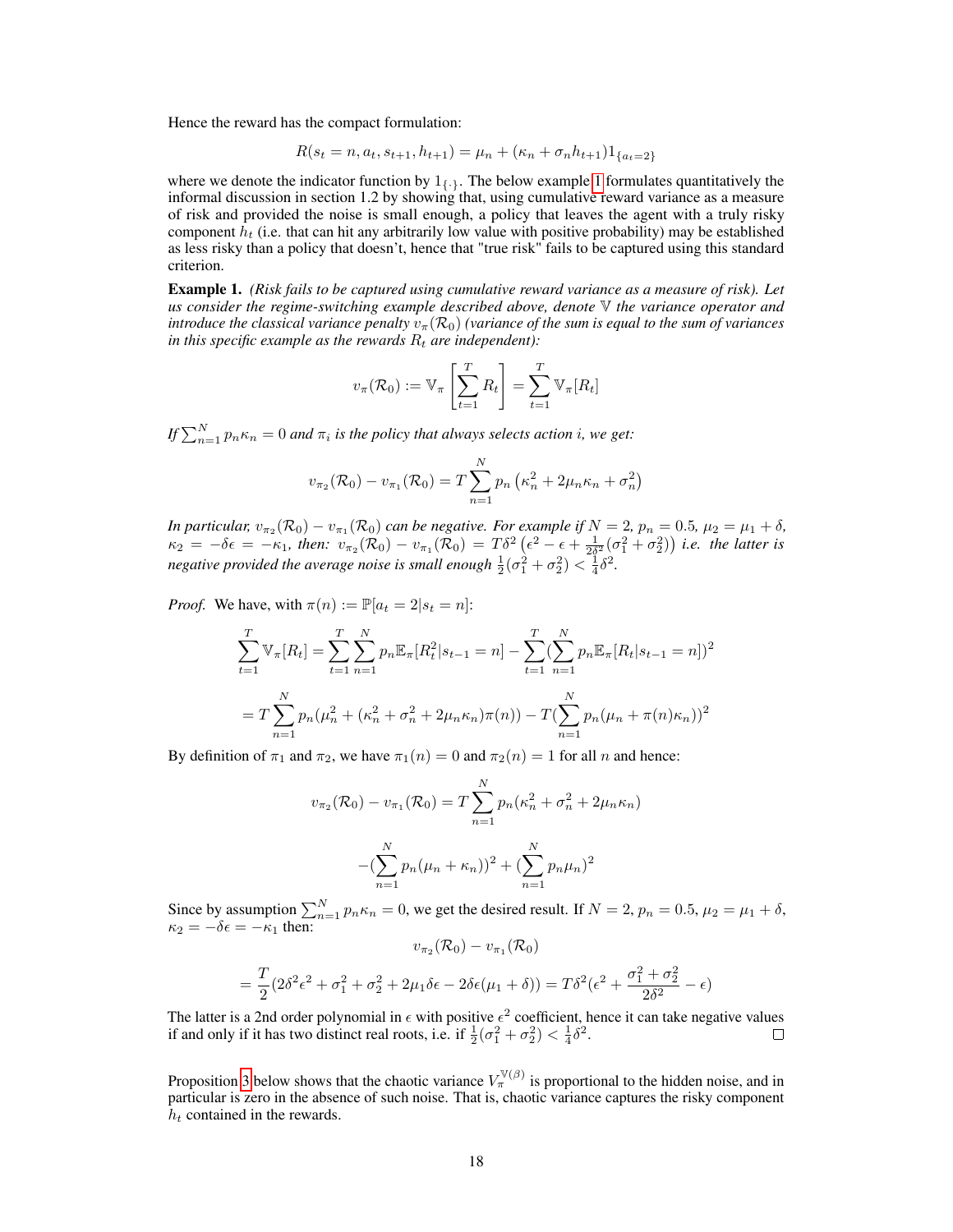Hence the reward has the compact formulation:

$$R(s_t = n, a_t, s_{t+1}, h_{t+1}) = \mu_n + (\kappa_n + \sigma_n h_{t+1})1_{\{a_t=2\}}$$

where we denote the indicator function by $1_{\{\cdot\}}$. The below example 1 formulates quantitatively the informal discussion in section 1.2 by showing that, using cumulative reward variance as a measure of risk and provided the noise is small enough, a policy that leaves the agent with a truly risky component $h_t$ (i.e. that can hit any arbitrarily low value with positive probability) may be established as less risky than a policy that doesn't, hence that "true risk" fails to be captured using this standard criterion.

**Example 1.** *(Risk fails to be captured using cumulative reward variance as a measure of risk). Let us consider the regime-switching example described above, denote $\mathbb{V}$ the variance operator and introduce the classical variance penalty $v_\pi(\mathcal{R}_0)$ (variance of the sum is equal to the sum of variances in this specific example as the rewards $R_t$ are independent):*

$$v_\pi(\mathcal{R}_0) := \mathbb{V}_\pi\left[\sum_{t=1}^{T} R_t\right] = \sum_{t=1}^{T} \mathbb{V}_\pi[R_t]$$

*If $\sum_{n=1}^{N} p_n\kappa_n = 0$ and $\pi_i$ is the policy that always selects action $i$, we get:*

$$v_{\pi_2}(\mathcal{R}_0) - v_{\pi_1}(\mathcal{R}_0) = T\sum_{n=1}^{N} p_n\left(\kappa_n^2 + 2\mu_n\kappa_n + \sigma_n^2\right)$$

*In particular, $v_{\pi_2}(\mathcal{R}_0) - v_{\pi_1}(\mathcal{R}_0)$ can be negative. For example if $N = 2$, $p_n = 0.5$, $\mu_2 = \mu_1 + \delta$, $\kappa_2 = -\delta\epsilon = -\kappa_1$, then: $v_{\pi_2}(\mathcal{R}_0) - v_{\pi_1}(\mathcal{R}_0) = T\delta^2\left(\epsilon^2 - \epsilon + \frac{1}{2\delta^2}(\sigma_1^2 + \sigma_2^2)\right)$ i.e. the latter is negative provided the average noise is small enough $\frac{1}{2}(\sigma_1^2 + \sigma_2^2) < \frac{1}{4}\delta^2$.*

*Proof.* We have, with $\pi(n) := \mathbb{P}[a_t = 2|s_t = n]$:

$$\sum_{t=1}^{T} \mathbb{V}_\pi[R_t] = \sum_{t=1}^{T}\sum_{n=1}^{N} p_n\mathbb{E}_\pi[R_t^2|s_{t-1} = n] - \sum_{t=1}^{T}\left(\sum_{n=1}^{N} p_n\mathbb{E}_\pi[R_t|s_{t-1} = n]\right)^2$$

$$= T\sum_{n=1}^{N} p_n(\mu_n^2 + (\kappa_n^2 + \sigma_n^2 + 2\mu_n\kappa_n)\pi(n)) - T\left(\sum_{n=1}^{N} p_n(\mu_n + \pi(n)\kappa_n)\right)^2$$

By definition of $\pi_1$ and $\pi_2$, we have $\pi_1(n) = 0$ and $\pi_2(n) = 1$ for all $n$ and hence:

$$v_{\pi_2}(\mathcal{R}_0) - v_{\pi_1}(\mathcal{R}_0) = T\sum_{n=1}^{N} p_n(\kappa_n^2 + \sigma_n^2 + 2\mu_n\kappa_n)$$

$$-\left(\sum_{n=1}^{N} p_n(\mu_n + \kappa_n)\right)^2 + \left(\sum_{n=1}^{N} p_n\mu_n\right)^2$$

Since by assumption $\sum_{n=1}^{N} p_n\kappa_n = 0$, we get the desired result. If $N = 2$, $p_n = 0.5$, $\mu_2 = \mu_1 + \delta$, $\kappa_2 = -\delta\epsilon = -\kappa_1$ then:

$$v_{\pi_2}(\mathcal{R}_0) - v_{\pi_1}(\mathcal{R}_0)$$

$$= \frac{T}{2}(2\delta^2\epsilon^2 + \sigma_1^2 + \sigma_2^2 + 2\mu_1\delta\epsilon - 2\delta\epsilon(\mu_1 + \delta)) = T\delta^2\left(\epsilon^2 + \frac{\sigma_1^2 + \sigma_2^2}{2\delta^2} - \epsilon\right)$$

The latter is a 2nd order polynomial in $\epsilon$ with positive $\epsilon^2$ coefficient, hence it can take negative values if and only if it has two distinct real roots, i.e. if $\frac{1}{2}(\sigma_1^2 + \sigma_2^2) < \frac{1}{4}\delta^2$. ∎

Proposition 3 below shows that the chaotic variance $V_\pi^{\mathbb{V}(\beta)}$ is proportional to the hidden noise, and in particular is zero in the absence of such noise. That is, chaotic variance captures the risky component $h_t$ contained in the rewards.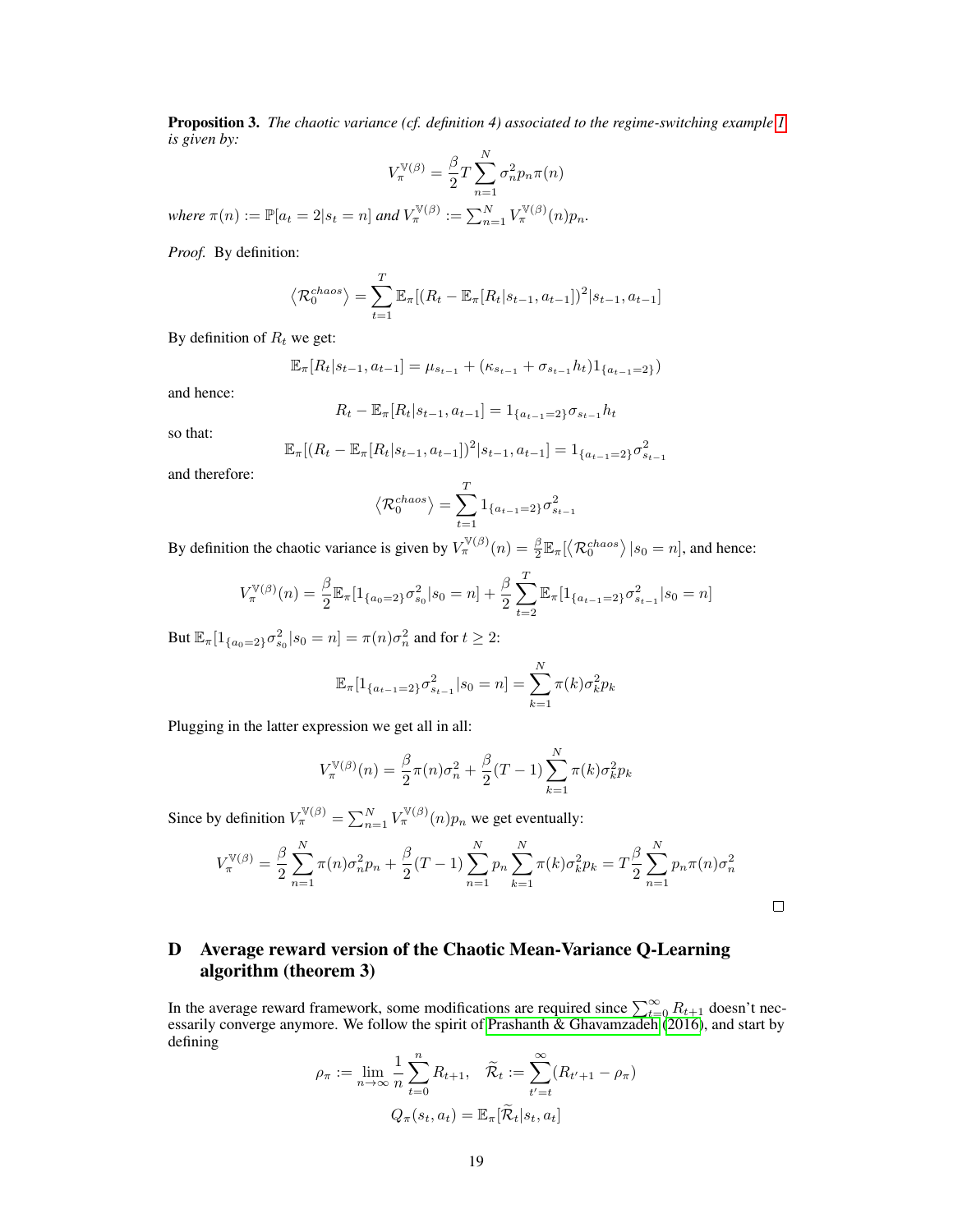**Proposition 3.** *The chaotic variance (cf. definition 4) associated to the regime-switching example 1 is given by:*

$$V_\pi^{\mathbb{V}(\beta)} = \frac{\beta}{2} T \sum_{n=1}^{N} \sigma_n^2 p_n \pi(n)$$

*where* $\pi(n) := \mathbb{P}[a_t = 2 | s_t = n]$ *and* $V_\pi^{\mathbb{V}(\beta)} := \sum_{n=1}^{N} V_\pi^{\mathbb{V}(\beta)}(n) p_n$.

*Proof.* By definition:

$$\left\langle \mathcal{R}_0^{chaos} \right\rangle = \sum_{t=1}^{T} \mathbb{E}_\pi[(R_t - \mathbb{E}_\pi[R_t | s_{t-1}, a_{t-1}])^2 | s_{t-1}, a_{t-1}]$$

By definition of $R_t$ we get:

$$\mathbb{E}_\pi[R_t | s_{t-1}, a_{t-1}] = \mu_{s_{t-1}} + (\kappa_{s_{t-1}} + \sigma_{s_{t-1}} h_t) 1_{\{a_{t-1}=2\}})$$

and hence:

$$R_t - \mathbb{E}_\pi[R_t | s_{t-1}, a_{t-1}] = 1_{\{a_{t-1}=2\}} \sigma_{s_{t-1}} h_t$$

so that:

$$\mathbb{E}_\pi[(R_t - \mathbb{E}_\pi[R_t | s_{t-1}, a_{t-1}])^2 | s_{t-1}, a_{t-1}] = 1_{\{a_{t-1}=2\}} \sigma_{s_{t-1}}^2$$

and therefore:

$$\left\langle \mathcal{R}_0^{chaos} \right\rangle = \sum_{t=1}^{T} 1_{\{a_{t-1}=2\}} \sigma_{s_{t-1}}^2$$

By definition the chaotic variance is given by $V_\pi^{\mathbb{V}(\beta)}(n) = \frac{\beta}{2} \mathbb{E}_\pi[\left\langle \mathcal{R}_0^{chaos} \right\rangle | s_0 = n]$, and hence:

$$V_\pi^{\mathbb{V}(\beta)}(n) = \frac{\beta}{2} \mathbb{E}_\pi[1_{\{a_0=2\}} \sigma_{s_0}^2 | s_0 = n] + \frac{\beta}{2} \sum_{t=2}^{T} \mathbb{E}_\pi[1_{\{a_{t-1}=2\}} \sigma_{s_{t-1}}^2 | s_0 = n]$$

But $\mathbb{E}_\pi[1_{\{a_0=2\}} \sigma_{s_0}^2 | s_0 = n] = \pi(n) \sigma_n^2$ and for $t \geq 2$:

$$\mathbb{E}_\pi[1_{\{a_{t-1}=2\}} \sigma_{s_{t-1}}^2 | s_0 = n] = \sum_{k=1}^{N} \pi(k) \sigma_k^2 p_k$$

Plugging in the latter expression we get all in all:

$$V_\pi^{\mathbb{V}(\beta)}(n) = \frac{\beta}{2} \pi(n) \sigma_n^2 + \frac{\beta}{2} (T-1) \sum_{k=1}^{N} \pi(k) \sigma_k^2 p_k$$

Since by definition $V_\pi^{\mathbb{V}(\beta)} = \sum_{n=1}^{N} V_\pi^{\mathbb{V}(\beta)}(n) p_n$ we get eventually:

$$V_\pi^{\mathbb{V}(\beta)} = \frac{\beta}{2} \sum_{n=1}^{N} \pi(n) \sigma_n^2 p_n + \frac{\beta}{2} (T-1) \sum_{n=1}^{N} p_n \sum_{k=1}^{N} \pi(k) \sigma_k^2 p_k = T \frac{\beta}{2} \sum_{n=1}^{N} p_n \pi(n) \sigma_n^2$$

□

# D Average reward version of the Chaotic Mean-Variance Q-Learning algorithm (theorem 3)

In the average reward framework, some modifications are required since $\sum_{t=0}^{\infty} R_{t+1}$ doesn't necessarily converge anymore. We follow the spirit of Prashanth & Ghavamzadeh (2016), and start by defining

$$\rho_\pi := \lim_{n \to \infty} \frac{1}{n} \sum_{t=0}^{n} R_{t+1}, \quad \widetilde{\mathcal{R}}_t := \sum_{t'=t}^{\infty} (R_{t'+1} - \rho_\pi)$$

$$Q_\pi(s_t, a_t) = \mathbb{E}_\pi[\widetilde{\mathcal{R}}_t | s_t, a_t]$$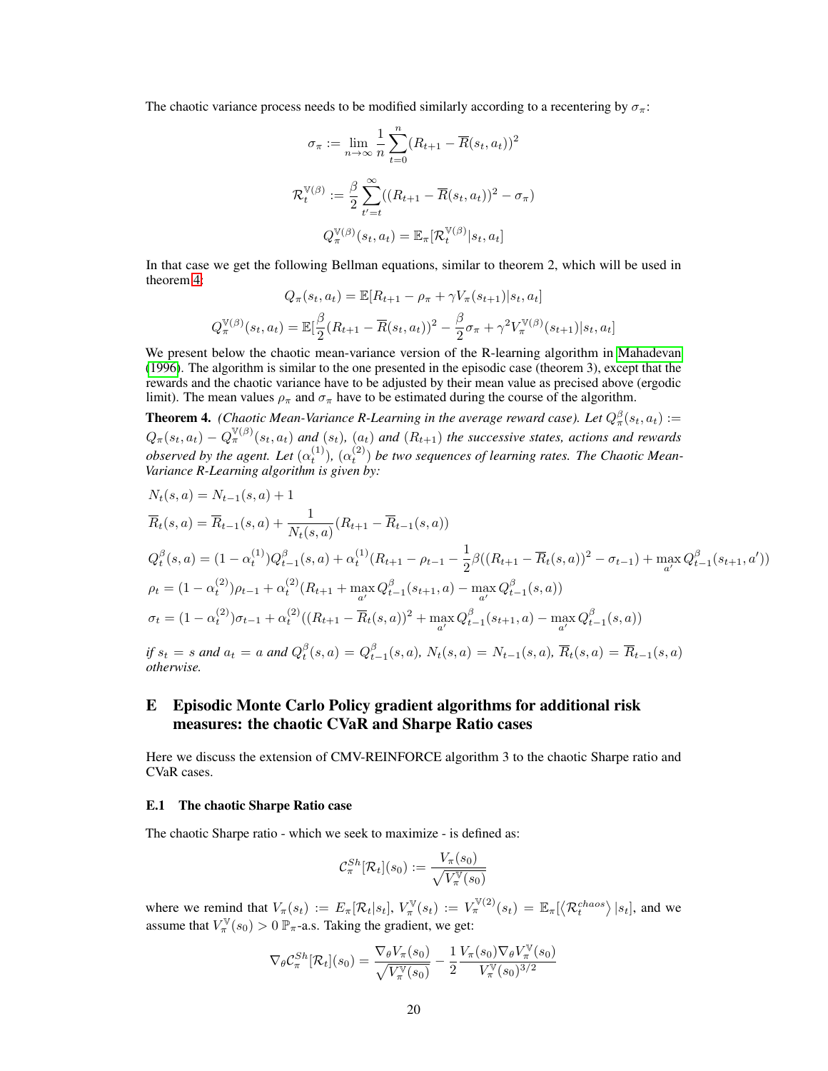The chaotic variance process needs to be modified similarly according to a recentering by $\sigma_\pi$:

$$\sigma_\pi := \lim_{n\to\infty} \frac{1}{n}\sum_{t=0}^{n}(R_{t+1} - \overline{R}(s_t, a_t))^2$$

$$\mathcal{R}_t^{\mathbb{V}(\beta)} := \frac{\beta}{2}\sum_{t'=t}^{\infty}((R_{t+1} - \overline{R}(s_t, a_t))^2 - \sigma_\pi)$$

$$Q_\pi^{\mathbb{V}(\beta)}(s_t, a_t) = \mathbb{E}_\pi[\mathcal{R}_t^{\mathbb{V}(\beta)}|s_t, a_t]$$

In that case we get the following Bellman equations, similar to theorem 2, which will be used in theorem 4:

$$Q_\pi(s_t, a_t) = \mathbb{E}[R_{t+1} - \rho_\pi + \gamma V_\pi(s_{t+1})|s_t, a_t]$$

$$Q_\pi^{\mathbb{V}(\beta)}(s_t, a_t) = \mathbb{E}[\frac{\beta}{2}(R_{t+1} - \overline{R}(s_t, a_t))^2 - \frac{\beta}{2}\sigma_\pi + \gamma^2 V_\pi^{\mathbb{V}(\beta)}(s_{t+1})|s_t, a_t]$$

We present below the chaotic mean-variance version of the R-learning algorithm in Mahadevan (1996). The algorithm is similar to the one presented in the episodic case (theorem 3), except that the rewards and the chaotic variance have to be adjusted by their mean value as precised above (ergodic limit). The mean values $\rho_\pi$ and $\sigma_\pi$ have to be estimated during the course of the algorithm.

**Theorem 4.** *(Chaotic Mean-Variance R-Learning in the average reward case). Let $Q_\pi^\beta(s_t, a_t) := Q_\pi(s_t, a_t) - Q_\pi^{\mathbb{V}(\beta)}(s_t, a_t)$ and $(s_t)$, $(a_t)$ and $(R_{t+1})$ the successive states, actions and rewards observed by the agent. Let $(\alpha_t^{(1)})$, $(\alpha_t^{(2)})$ be two sequences of learning rates. The Chaotic Mean-Variance R-Learning algorithm is given by:*

$$N_t(s, a) = N_{t-1}(s, a) + 1$$

$$\overline{R}_t(s, a) = \overline{R}_{t-1}(s, a) + \frac{1}{N_t(s, a)}(R_{t+1} - \overline{R}_{t-1}(s, a))$$

$$Q_t^\beta(s, a) = (1 - \alpha_t^{(1)})Q_{t-1}^\beta(s, a) + \alpha_t^{(1)}(R_{t+1} - \rho_{t-1} - \frac{1}{2}\beta((R_{t+1} - \overline{R}_t(s, a))^2 - \sigma_{t-1}) + \max_{a'} Q_{t-1}^\beta(s_{t+1}, a'))$$

$$\rho_t = (1 - \alpha_t^{(2)})\rho_{t-1} + \alpha_t^{(2)}(R_{t+1} + \max_{a'} Q_{t-1}^\beta(s_{t+1}, a) - \max_{a'} Q_{t-1}^\beta(s, a))$$

$$\sigma_t = (1 - \alpha_t^{(2)})\sigma_{t-1} + \alpha_t^{(2)}((R_{t+1} - \overline{R}_t(s, a))^2 + \max_{a'} Q_{t-1}^\beta(s_{t+1}, a) - \max_{a'} Q_{t-1}^\beta(s, a))$$

*if $s_t = s$ and $a_t = a$ and $Q_t^\beta(s, a) = Q_{t-1}^\beta(s, a)$, $N_t(s, a) = N_{t-1}(s, a)$, $\overline{R}_t(s, a) = \overline{R}_{t-1}(s, a)$ otherwise.*

# E Episodic Monte Carlo Policy gradient algorithms for additional risk measures: the chaotic CVaR and Sharpe Ratio cases

Here we discuss the extension of CMV-REINFORCE algorithm 3 to the chaotic Sharpe ratio and CVaR cases.

## E.1 The chaotic Sharpe Ratio case

The chaotic Sharpe ratio - which we seek to maximize - is defined as:

$$\mathcal{C}_\pi^{Sh}[\mathcal{R}_t](s_0) := \frac{V_\pi(s_0)}{\sqrt{V_\pi^{\mathbb{V}}(s_0)}}$$

where we remind that $V_\pi(s_t) := E_\pi[\mathcal{R}_t|s_t]$, $V_\pi^{\mathbb{V}}(s_t) := V_\pi^{\mathbb{V}(2)}(s_t) = \mathbb{E}_\pi[\langle \mathcal{R}_t^{chaos} \rangle |s_t]$, and we assume that $V_\pi^{\mathbb{V}}(s_0) > 0$ $\mathbb{P}_\pi$-a.s. Taking the gradient, we get:

$$\nabla_\theta \mathcal{C}_\pi^{Sh}[\mathcal{R}_t](s_0) = \frac{\nabla_\theta V_\pi(s_0)}{\sqrt{V_\pi^{\mathbb{V}}(s_0)}} - \frac{1}{2}\frac{V_\pi(s_0)\nabla_\theta V_\pi^{\mathbb{V}}(s_0)}{V_\pi^{\mathbb{V}}(s_0)^{3/2}}$$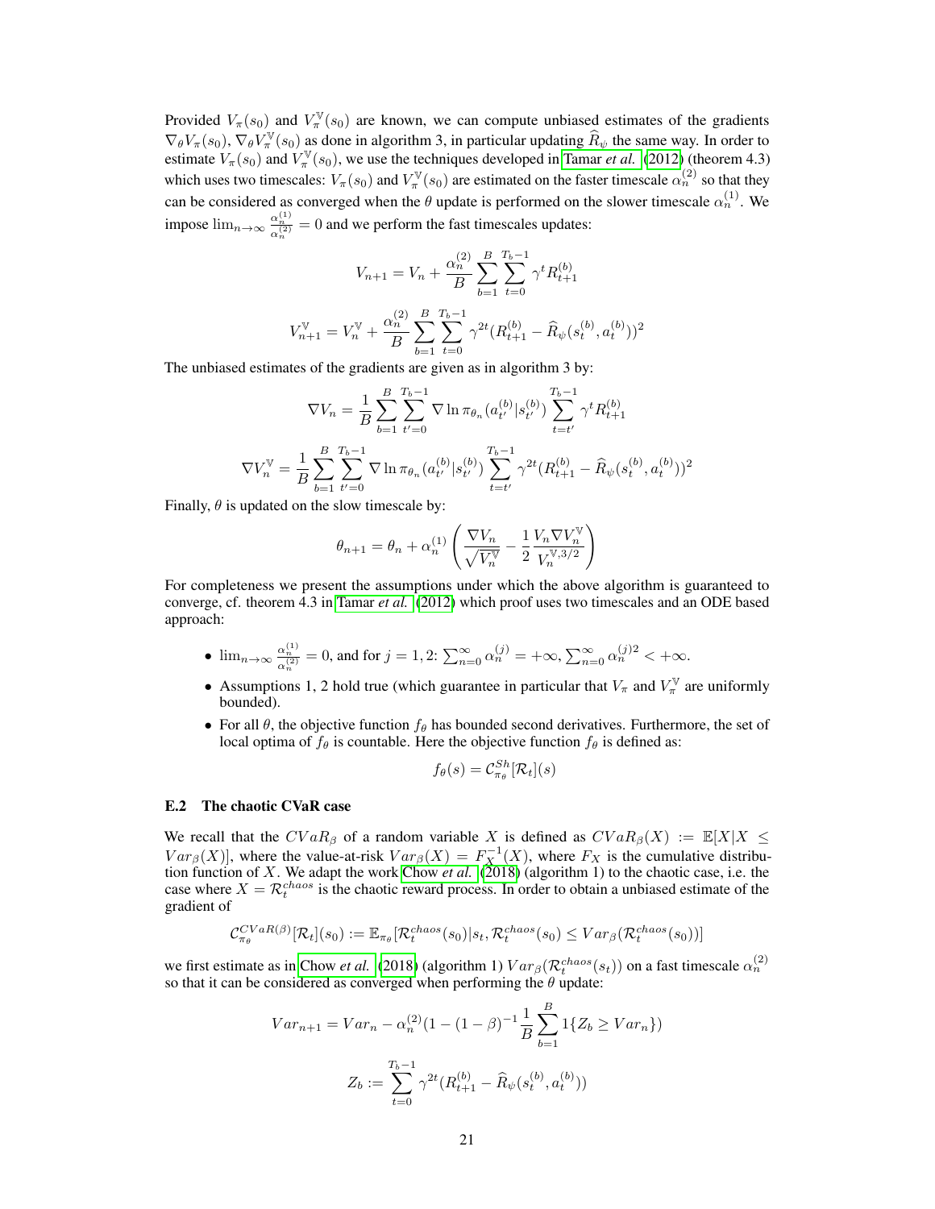Provided $V_\pi(s_0)$ and $V_\pi^{\mathbb{V}}(s_0)$ are known, we can compute unbiased estimates of the gradients $\nabla_\theta V_\pi(s_0)$, $\nabla_\theta V_\pi^{\mathbb{V}}(s_0)$ as done in algorithm 3, in particular updating $\widehat{R}_\psi$ the same way. In order to estimate $V_\pi(s_0)$ and $V_\pi^{\mathbb{V}}(s_0)$, we use the techniques developed in Tamar *et al.* (2012) (theorem 4.3) which uses two timescales: $V_\pi(s_0)$ and $V_\pi^{\mathbb{V}}(s_0)$ are estimated on the faster timescale $\alpha_n^{(2)}$ so that they can be considered as converged when the $\theta$ update is performed on the slower timescale $\alpha_n^{(1)}$. We impose $\lim_{n\to\infty} \frac{\alpha_n^{(1)}}{\alpha_n^{(2)}} = 0$ and we perform the fast timescales updates:

$$V_{n+1} = V_n + \frac{\alpha_n^{(2)}}{B} \sum_{b=1}^{B} \sum_{t=0}^{T_b-1} \gamma^t R_{t+1}^{(b)}$$

$$V_{n+1}^{\mathbb{V}} = V_n^{\mathbb{V}} + \frac{\alpha_n^{(2)}}{B} \sum_{b=1}^{B} \sum_{t=0}^{T_b-1} \gamma^{2t} (R_{t+1}^{(b)} - \widehat{R}_\psi(s_t^{(b)}, a_t^{(b)}))^2$$

The unbiased estimates of the gradients are given as in algorithm 3 by:

$$\nabla V_n = \frac{1}{B} \sum_{b=1}^{B} \sum_{t'=0}^{T_b-1} \nabla \ln \pi_{\theta_n}(a_{t'}^{(b)}|s_{t'}^{(b)}) \sum_{t=t'}^{T_b-1} \gamma^t R_{t+1}^{(b)}$$

$$\nabla V_n^{\mathbb{V}} = \frac{1}{B} \sum_{b=1}^{B} \sum_{t'=0}^{T_b-1} \nabla \ln \pi_{\theta_n}(a_{t'}^{(b)}|s_{t'}^{(b)}) \sum_{t=t'}^{T_b-1} \gamma^{2t} (R_{t+1}^{(b)} - \widehat{R}_\psi(s_t^{(b)}, a_t^{(b)}))^2$$

Finally, $\theta$ is updated on the slow timescale by:

$$\theta_{n+1} = \theta_n + \alpha_n^{(1)} \left( \frac{\nabla V_n}{\sqrt{V_n^{\mathbb{V}}}} - \frac{1}{2} \frac{V_n \nabla V_n^{\mathbb{V}}}{V_n^{\mathbb{V},3/2}} \right)$$

For completeness we present the assumptions under which the above algorithm is guaranteed to converge, cf. theorem 4.3 in Tamar *et al.* (2012) which proof uses two timescales and an ODE based approach:

- $\lim_{n\to\infty} \frac{\alpha_n^{(1)}}{\alpha_n^{(2)}} = 0$, and for $j = 1, 2$: $\sum_{n=0}^{\infty} \alpha_n^{(j)} = +\infty$, $\sum_{n=0}^{\infty} \alpha_n^{(j)2} < +\infty$.
- Assumptions 1, 2 hold true (which guarantee in particular that $V_\pi$ and $V_\pi^{\mathbb{V}}$ are uniformly bounded).
- For all $\theta$, the objective function $f_\theta$ has bounded second derivatives. Furthermore, the set of local optima of $f_\theta$ is countable. Here the objective function $f_\theta$ is defined as:

$$f_\theta(s) = \mathcal{C}_{\pi_\theta}^{Sh}[\mathcal{R}_t](s)$$

### E.2 The chaotic CVaR case

We recall that the $CVaR_\beta$ of a random variable $X$ is defined as $CVaR_\beta(X) := \mathbb{E}[X|X \leq Var_\beta(X)]$, where the value-at-risk $Var_\beta(X) = F_X^{-1}(X)$, where $F_X$ is the cumulative distribution function of $X$. We adapt the work Chow *et al.* (2018) (algorithm 1) to the chaotic case, i.e. the case where $X = \mathcal{R}_t^{chaos}$ is the chaotic reward process. In order to obtain a unbiased estimate of the gradient of

$$\mathcal{C}_{\pi_\theta}^{CVaR(\beta)}[\mathcal{R}_t](s_0) := \mathbb{E}_{\pi_\theta}[\mathcal{R}_t^{chaos}(s_0)|s_t, \mathcal{R}_t^{chaos}(s_0) \leq Var_\beta(\mathcal{R}_t^{chaos}(s_0))]$$

we first estimate as in Chow *et al.* (2018) (algorithm 1) $Var_\beta(\mathcal{R}_t^{chaos}(s_t))$ on a fast timescale $\alpha_n^{(2)}$ so that it can be considered as converged when performing the $\theta$ update:

$$Var_{n+1} = Var_n - \alpha_n^{(2)}(1 - (1-\beta)^{-1} \frac{1}{B} \sum_{b=1}^{B} 1\{Z_b \geq Var_n\})$$

$$Z_b := \sum_{t=0}^{T_b-1} \gamma^{2t} (R_{t+1}^{(b)} - \widehat{R}_\psi(s_t^{(b)}, a_t^{(b)}))$$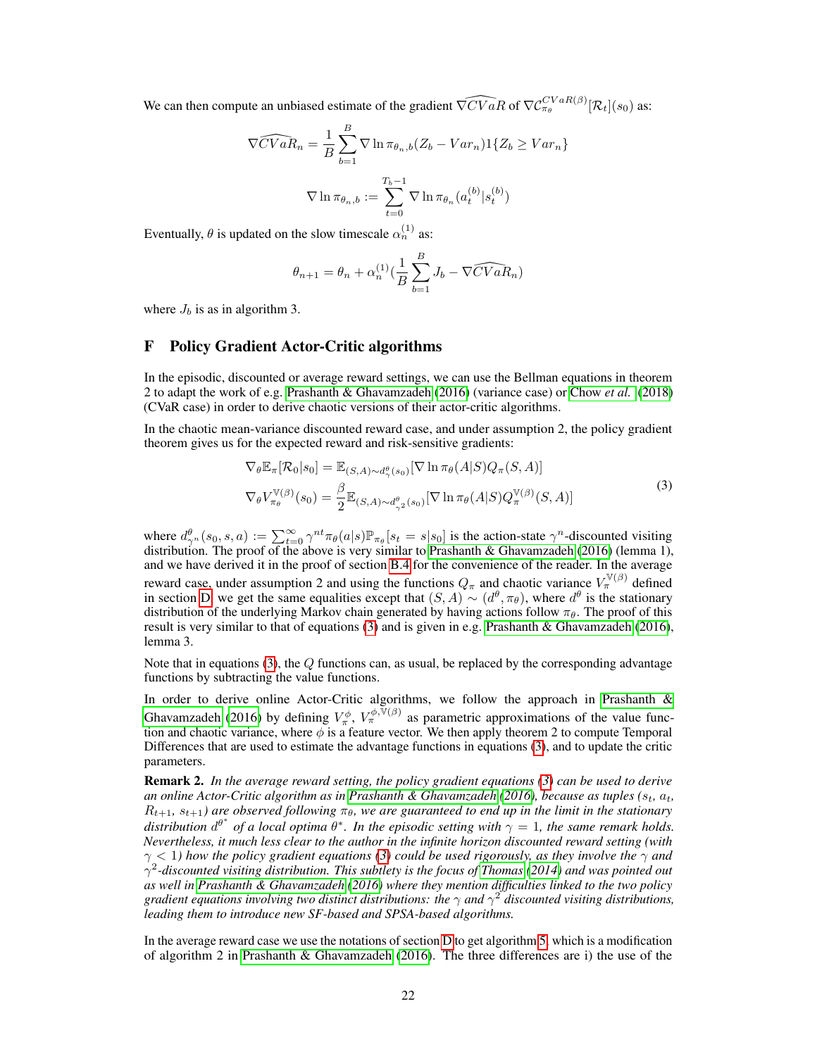We can then compute an unbiased estimate of the gradient $\widehat{\nabla CVaR}$ of $\nabla \mathcal{C}_{\pi_\theta}^{CVaR(\beta)}[\mathcal{R}_t](s_0)$ as:

$$\widehat{\nabla CVaR}_n = \frac{1}{B}\sum_{b=1}^{B} \nabla \ln \pi_{\theta_n,b}(Z_b - Var_n)1\{Z_b \geq Var_n\}$$

$$\nabla \ln \pi_{\theta_n,b} := \sum_{t=0}^{T_b-1} \nabla \ln \pi_{\theta_n}(a_t^{(b)}|s_t^{(b)})$$

Eventually, $\theta$ is updated on the slow timescale $\alpha_n^{(1)}$ as:

$$\theta_{n+1} = \theta_n + \alpha_n^{(1)}\left(\frac{1}{B}\sum_{b=1}^{B} J_b - \widehat{\nabla CVaR}_n\right)$$

where $J_b$ is as in algorithm 3.

# F Policy Gradient Actor-Critic algorithms

In the episodic, discounted or average reward settings, we can use the Bellman equations in theorem 2 to adapt the work of e.g. Prashanth & Ghavamzadeh (2016) (variance case) or Chow *et al.* (2018) (CVaR case) in order to derive chaotic versions of their actor-critic algorithms.

In the chaotic mean-variance discounted reward case, and under assumption 2, the policy gradient theorem gives us for the expected reward and risk-sensitive gradients:

$$\begin{aligned}
\nabla_\theta \mathbb{E}_\pi[\mathcal{R}_0|s_0] &= \mathbb{E}_{(S,A)\sim d^\theta_\gamma(s_0)}[\nabla \ln \pi_\theta(A|S) Q_\pi(S,A)] \\
\nabla_\theta V_{\pi_\theta}^{\mathbb{V}(\beta)}(s_0) &= \frac{\beta}{2}\mathbb{E}_{(S,A)\sim d^\theta_{\gamma^2}(s_0)}[\nabla \ln \pi_\theta(A|S) Q_\pi^{\mathbb{V}(\beta)}(S,A)]
\end{aligned} \tag{3}$$

where $d^\theta_{\gamma^n}(s_0, s, a) := \sum_{t=0}^{\infty} \gamma^{nt}\pi_\theta(a|s)\mathbb{P}_{\pi_\theta}[s_t = s|s_0]$ is the action-state $\gamma^n$-discounted visiting distribution. The proof of the above is very similar to Prashanth & Ghavamzadeh (2016) (lemma 1), and we have derived it in the proof of section B.4 for the convenience of the reader. In the average reward case, under assumption 2 and using the functions $Q_\pi$ and chaotic variance $V_\pi^{\mathbb{V}(\beta)}$ defined in section D, we get the same equalities except that $(S, A) \sim (d^\theta, \pi_\theta)$, where $d^\theta$ is the stationary distribution of the underlying Markov chain generated by having actions follow $\pi_\theta$. The proof of this result is very similar to that of equations (3) and is given in e.g. Prashanth & Ghavamzadeh (2016), lemma 3.

Note that in equations (3), the $Q$ functions can, as usual, be replaced by the corresponding advantage functions by subtracting the value functions.

In order to derive online Actor-Critic algorithms, we follow the approach in Prashanth & Ghavamzadeh (2016) by defining $V_\pi^\phi$, $V_\pi^{\phi,\mathbb{V}(\beta)}$ as parametric approximations of the value function and chaotic variance, where $\phi$ is a feature vector. We then apply theorem 2 to compute Temporal Differences that are used to estimate the advantage functions in equations (3), and to update the critic parameters.

**Remark 2.** *In the average reward setting, the policy gradient equations (3) can be used to derive an online Actor-Critic algorithm as in Prashanth & Ghavamzadeh (2016), because as tuples ($s_t$, $a_t$, $R_{t+1}$, $s_{t+1}$) are observed following $\pi_\theta$, we are guaranteed to end up in the limit in the stationary distribution $d^{\theta^*}$ of a local optima $\theta^*$. In the episodic setting with $\gamma = 1$, the same remark holds. Nevertheless, it much less clear to the author in the infinite horizon discounted reward setting (with $\gamma < 1$) how the policy gradient equations (3) could be used rigorously, as they involve the $\gamma$ and $\gamma^2$-discounted visiting distribution. This subtlety is the focus of Thomas (2014) and was pointed out as well in Prashanth & Ghavamzadeh (2016) where they mention difficulties linked to the two policy gradient equations involving two distinct distributions: the $\gamma$ and $\gamma^2$ discounted visiting distributions, leading them to introduce new SF-based and SPSA-based algorithms.*

In the average reward case we use the notations of section D to get algorithm 5, which is a modification of algorithm 2 in Prashanth & Ghavamzadeh (2016). The three differences are i) the use of the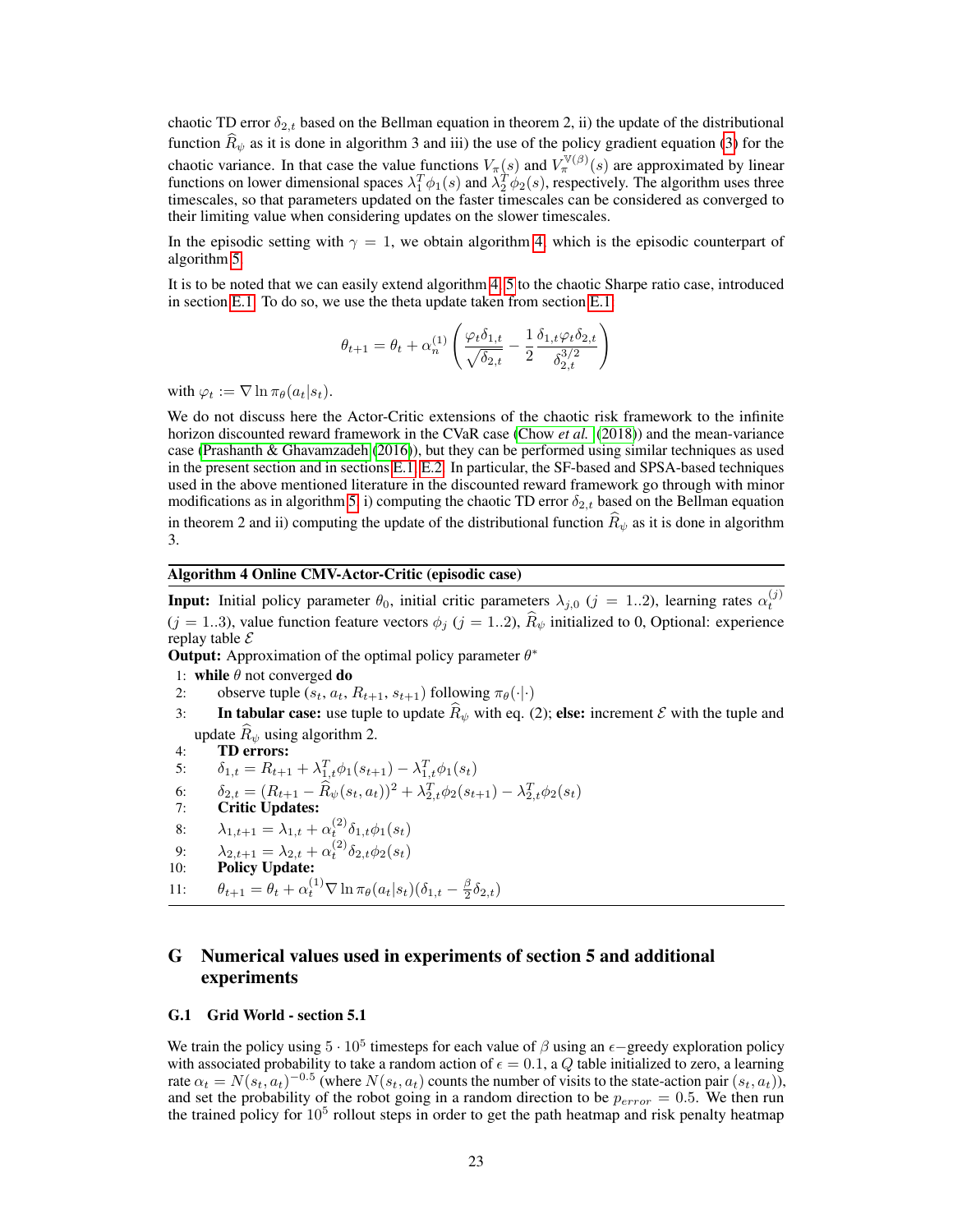chaotic TD error $\delta_{2,t}$ based on the Bellman equation in theorem 2, ii) the update of the distributional function $\widehat{R}_\psi$ as it is done in algorithm 3 and iii) the use of the policy gradient equation (3) for the chaotic variance. In that case the value functions $V_\pi(s)$ and $V_\pi^{\mathbb{V}(\beta)}(s)$ are approximated by linear functions on lower dimensional spaces $\lambda_1^T \phi_1(s)$ and $\lambda_2^T \phi_2(s)$, respectively. The algorithm uses three timescales, so that parameters updated on the faster timescales can be considered as converged to their limiting value when considering updates on the slower timescales.

In the episodic setting with $\gamma = 1$, we obtain algorithm 4, which is the episodic counterpart of algorithm 5.

It is to be noted that we can easily extend algorithm 4, 5 to the chaotic Sharpe ratio case, introduced in section E.1. To do so, we use the theta update taken from section E.1:

$$\theta_{t+1} = \theta_t + \alpha_n^{(1)} \left( \frac{\varphi_t \delta_{1,t}}{\sqrt{\delta_{2,t}}} - \frac{1}{2} \frac{\delta_{1,t} \varphi_t \delta_{2,t}}{\delta_{2,t}^{3/2}} \right)$$

with $\varphi_t := \nabla \ln \pi_\theta(a_t|s_t)$.

We do not discuss here the Actor-Critic extensions of the chaotic risk framework to the infinite horizon discounted reward framework in the CVaR case (Chow *et al.* (2018)) and the mean-variance case (Prashanth & Ghavamzadeh (2016)), but they can be performed using similar techniques as used in the present section and in sections E.1, E.2. In particular, the SF-based and SPSA-based techniques used in the above mentioned literature in the discounted reward framework go through with minor modifications as in algorithm 5: i) computing the chaotic TD error $\delta_{2,t}$ based on the Bellman equation in theorem 2 and ii) computing the update of the distributional function $\widehat{R}_\psi$ as it is done in algorithm 3.

---

**Algorithm 4 Online CMV-Actor-Critic (episodic case)**

**Input:** Initial policy parameter $\theta_0$, initial critic parameters $\lambda_{j,0}$ ($j = 1..2$), learning rates $\alpha_t^{(j)}$ ($j = 1..3$), value function feature vectors $\phi_j$ ($j = 1..2$), $\widehat{R}_\psi$ initialized to 0, Optional: experience replay table $\mathcal{E}$

**Output:** Approximation of the optimal policy parameter $\theta^*$

1: **while** $\theta$ not converged **do**
2: observe tuple $(s_t, a_t, R_{t+1}, s_{t+1})$ following $\pi_\theta(\cdot|\cdot)$
3: **In tabular case:** use tuple to update $\widehat{R}_\psi$ with eq. (2); **else:** increment $\mathcal{E}$ with the tuple and update $\widehat{R}_\psi$ using algorithm 2.
4: **TD errors:**
5: $\delta_{1,t} = R_{t+1} + \lambda_{1,t}^T \phi_1(s_{t+1}) - \lambda_{1,t}^T \phi_1(s_t)$
6: $\delta_{2,t} = (R_{t+1} - \widehat{R}_\psi(s_t, a_t))^2 + \lambda_{2,t}^T \phi_2(s_{t+1}) - \lambda_{2,t}^T \phi_2(s_t)$
7: **Critic Updates:**
8: $\lambda_{1,t+1} = \lambda_{1,t} + \alpha_t^{(2)} \delta_{1,t} \phi_1(s_t)$
9: $\lambda_{2,t+1} = \lambda_{2,t} + \alpha_t^{(2)} \delta_{2,t} \phi_2(s_t)$
10: **Policy Update:**
11: $\theta_{t+1} = \theta_t + \alpha_t^{(1)} \nabla \ln \pi_\theta(a_t|s_t)(\delta_{1,t} - \frac{\beta}{2}\delta_{2,t})$

---

# G Numerical values used in experiments of section 5 and additional experiments

## G.1 Grid World - section 5.1

We train the policy using $5 \cdot 10^5$ timesteps for each value of $\beta$ using an $\epsilon-$greedy exploration policy with associated probability to take a random action of $\epsilon = 0.1$, a $Q$ table initialized to zero, a learning rate $\alpha_t = N(s_t, a_t)^{-0.5}$ (where $N(s_t, a_t)$ counts the number of visits to the state-action pair $(s_t, a_t)$), and set the probability of the robot going in a random direction to be $p_{error} = 0.5$. We then run the trained policy for $10^5$ rollout steps in order to get the path heatmap and risk penalty heatmap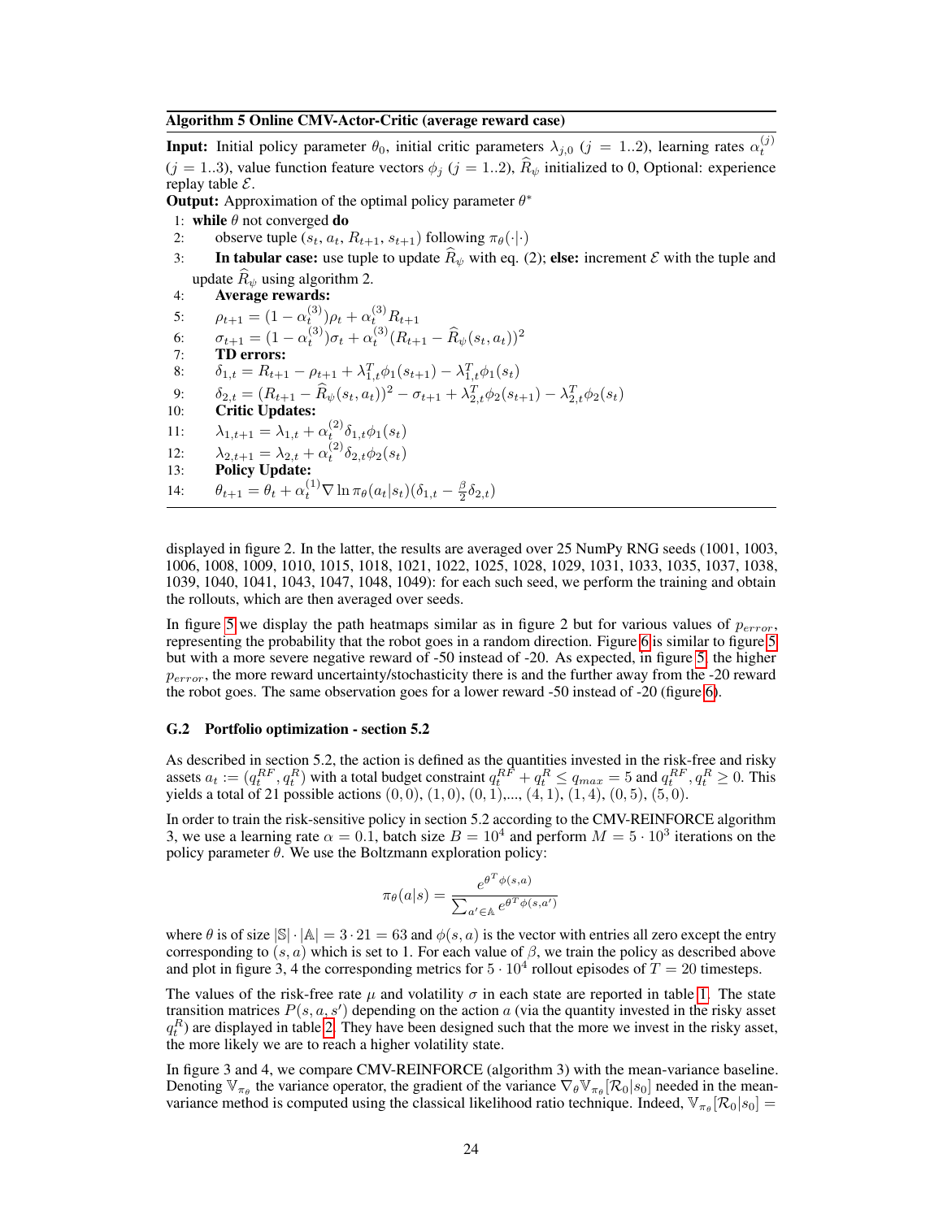**Algorithm 5 Online CMV-Actor-Critic (average reward case)**

**Input:** Initial policy parameter $\theta_0$, initial critic parameters $\lambda_{j,0}$ ($j = 1..2$), learning rates $\alpha_t^{(j)}$ ($j = 1..3$), value function feature vectors $\phi_j$ ($j = 1..2$), $\widehat{R}_\psi$ initialized to 0, Optional: experience replay table $\mathcal{E}$.

**Output:** Approximation of the optimal policy parameter $\theta^*$

1: **while** $\theta$ not converged **do**
2: observe tuple $(s_t, a_t, R_{t+1}, s_{t+1})$ following $\pi_\theta(\cdot|\cdot)$
3: **In tabular case:** use tuple to update $\widehat{R}_\psi$ with eq. (2); **else:** increment $\mathcal{E}$ with the tuple and update $\widehat{R}_\psi$ using algorithm 2.
4: **Average rewards:**
5: $\rho_{t+1} = (1 - \alpha_t^{(3)})\rho_t + \alpha_t^{(3)} R_{t+1}$
6: $\sigma_{t+1} = (1 - \alpha_t^{(3)})\sigma_t + \alpha_t^{(3)} (R_{t+1} - \widehat{R}_\psi(s_t, a_t))^2$
7: **TD errors:**
8: $\delta_{1,t} = R_{t+1} - \rho_{t+1} + \lambda_{1,t}^T \phi_1(s_{t+1}) - \lambda_{1,t}^T \phi_1(s_t)$
9: $\delta_{2,t} = (R_{t+1} - \widehat{R}_\psi(s_t, a_t))^2 - \sigma_{t+1} + \lambda_{2,t}^T \phi_2(s_{t+1}) - \lambda_{2,t}^T \phi_2(s_t)$
10: **Critic Updates:**
11: $\lambda_{1,t+1} = \lambda_{1,t} + \alpha_t^{(2)} \delta_{1,t} \phi_1(s_t)$
12: $\lambda_{2,t+1} = \lambda_{2,t} + \alpha_t^{(2)} \delta_{2,t} \phi_2(s_t)$
13: **Policy Update:**
14: $\theta_{t+1} = \theta_t + \alpha_t^{(1)} \nabla \ln \pi_\theta(a_t|s_t)(\delta_{1,t} - \frac{\beta}{2}\delta_{2,t})$

displayed in figure 2. In the latter, the results are averaged over 25 NumPy RNG seeds (1001, 1003, 1006, 1008, 1009, 1010, 1015, 1018, 1021, 1022, 1025, 1028, 1029, 1031, 1033, 1035, 1037, 1038, 1039, 1040, 1041, 1043, 1047, 1048, 1049): for each such seed, we perform the training and obtain the rollouts, which are then averaged over seeds.

In figure 5 we display the path heatmaps similar as in figure 2 but for various values of $p_{error}$, representing the probability that the robot goes in a random direction. Figure 6 is similar to figure 5 but with a more severe negative reward of -50 instead of -20. As expected, in figure 5, the higher $p_{error}$, the more reward uncertainty/stochasticity there is and the further away from the -20 reward the robot goes. The same observation goes for a lower reward -50 instead of -20 (figure 6).

### G.2 Portfolio optimization - section 5.2

As described in section 5.2, the action is defined as the quantities invested in the risk-free and risky assets $a_t := (q_t^{RF}, q_t^R)$ with a total budget constraint $q_t^{RF} + q_t^R \leq q_{max} = 5$ and $q_t^{RF}, q_t^R \geq 0$. This yields a total of 21 possible actions $(0, 0)$, $(1, 0)$, $(0, 1)$,..., $(4, 1)$, $(1, 4)$, $(0, 5)$, $(5, 0)$.

In order to train the risk-sensitive policy in section 5.2 according to the CMV-REINFORCE algorithm 3, we use a learning rate $\alpha = 0.1$, batch size $B = 10^4$ and perform $M = 5 \cdot 10^3$ iterations on the policy parameter $\theta$. We use the Boltzmann exploration policy:

$$\pi_\theta(a|s) = \frac{e^{\theta^T \phi(s,a)}}{\sum_{a' \in \mathbb{A}} e^{\theta^T \phi(s,a')}}$$

where $\theta$ is of size $|\mathbb{S}| \cdot |\mathbb{A}| = 3 \cdot 21 = 63$ and $\phi(s, a)$ is the vector with entries all zero except the entry corresponding to $(s, a)$ which is set to 1. For each value of $\beta$, we train the policy as described above and plot in figure 3, 4 the corresponding metrics for $5 \cdot 10^4$ rollout episodes of $T = 20$ timesteps.

The values of the risk-free rate $\mu$ and volatility $\sigma$ in each state are reported in table 1. The state transition matrices $P(s, a, s')$ depending on the action $a$ (via the quantity invested in the risky asset $q_t^R$) are displayed in table 2. They have been designed such that the more we invest in the risky asset, the more likely we are to reach a higher volatility state.

In figure 3 and 4, we compare CMV-REINFORCE (algorithm 3) with the mean-variance baseline. Denoting $\mathbb{V}_{\pi_\theta}$ the variance operator, the gradient of the variance $\nabla_\theta \mathbb{V}_{\pi_\theta}[\mathcal{R}_0|s_0]$ needed in the mean-variance method is computed using the classical likelihood ratio technique. Indeed, $\mathbb{V}_{\pi_\theta}[\mathcal{R}_0|s_0] =$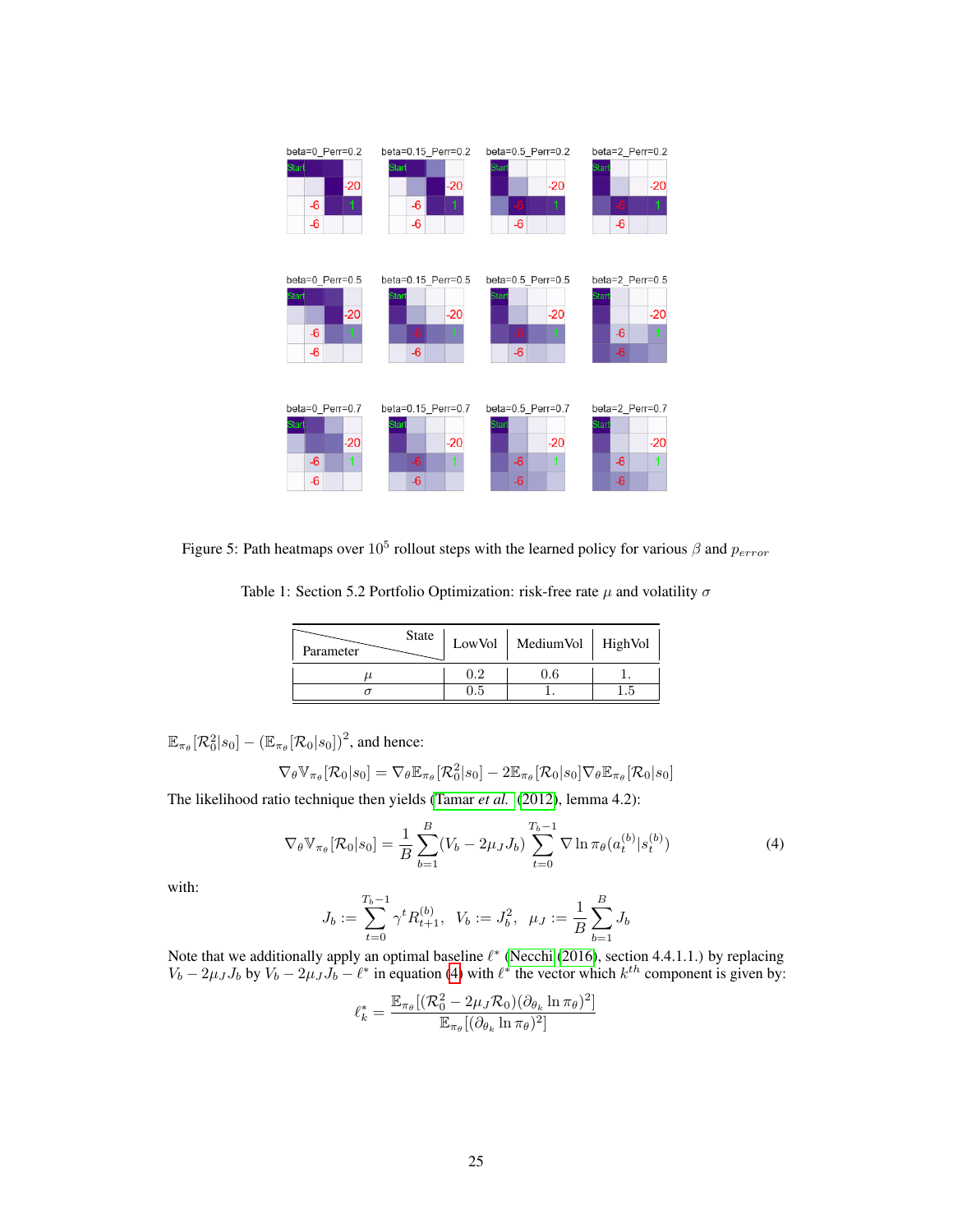Figure 5: Path heatmaps over $10^5$ rollout steps with the learned policy for various $\beta$ and $p_{error}$

Table 1: Section 5.2 Portfolio Optimization: risk-free rate $\mu$ and volatility $\sigma$

| Parameter \ State | LowVol | MediumVol | HighVol |
|---|---|---|---|
| $\mu$ | 0.2 | 0.6 | 1. |
| $\sigma$ | 0.5 | 1. | 1.5 |

$\mathbb{E}_{\pi_\theta}[\mathcal{R}_0^2|s_0] - (\mathbb{E}_{\pi_\theta}[\mathcal{R}_0|s_0])^2$, and hence:

$$\nabla_\theta \mathbb{V}_{\pi_\theta}[\mathcal{R}_0|s_0] = \nabla_\theta \mathbb{E}_{\pi_\theta}[\mathcal{R}_0^2|s_0] - 2\mathbb{E}_{\pi_\theta}[\mathcal{R}_0|s_0]\nabla_\theta \mathbb{E}_{\pi_\theta}[\mathcal{R}_0|s_0]$$

The likelihood ratio technique then yields (Tamar *et al.* (2012), lemma 4.2):

$$\nabla_\theta \mathbb{V}_{\pi_\theta}[\mathcal{R}_0|s_0] = \frac{1}{B}\sum_{b=1}^{B}(V_b - 2\mu_J J_b)\sum_{t=0}^{T_b-1}\nabla \ln \pi_\theta(a_t^{(b)}|s_t^{(b)}) \tag{4}$$

with:

$$J_b := \sum_{t=0}^{T_b-1}\gamma^t R_{t+1}^{(b)}, \quad V_b := J_b^2, \quad \mu_J := \frac{1}{B}\sum_{b=1}^{B} J_b$$

Note that we additionally apply an optimal baseline $\ell^*$ (Necchi (2016), section 4.4.1.1.) by replacing $V_b - 2\mu_J J_b$ by $V_b - 2\mu_J J_b - \ell^*$ in equation (4) with $\ell^*$ the vector which $k^{th}$ component is given by:

$$\ell_k^* = \frac{\mathbb{E}_{\pi_\theta}[(\mathcal{R}_0^2 - 2\mu_J\mathcal{R}_0)(\partial_{\theta_k}\ln\pi_\theta)^2]}{\mathbb{E}_{\pi_\theta}[(\partial_{\theta_k}\ln\pi_\theta)^2]}$$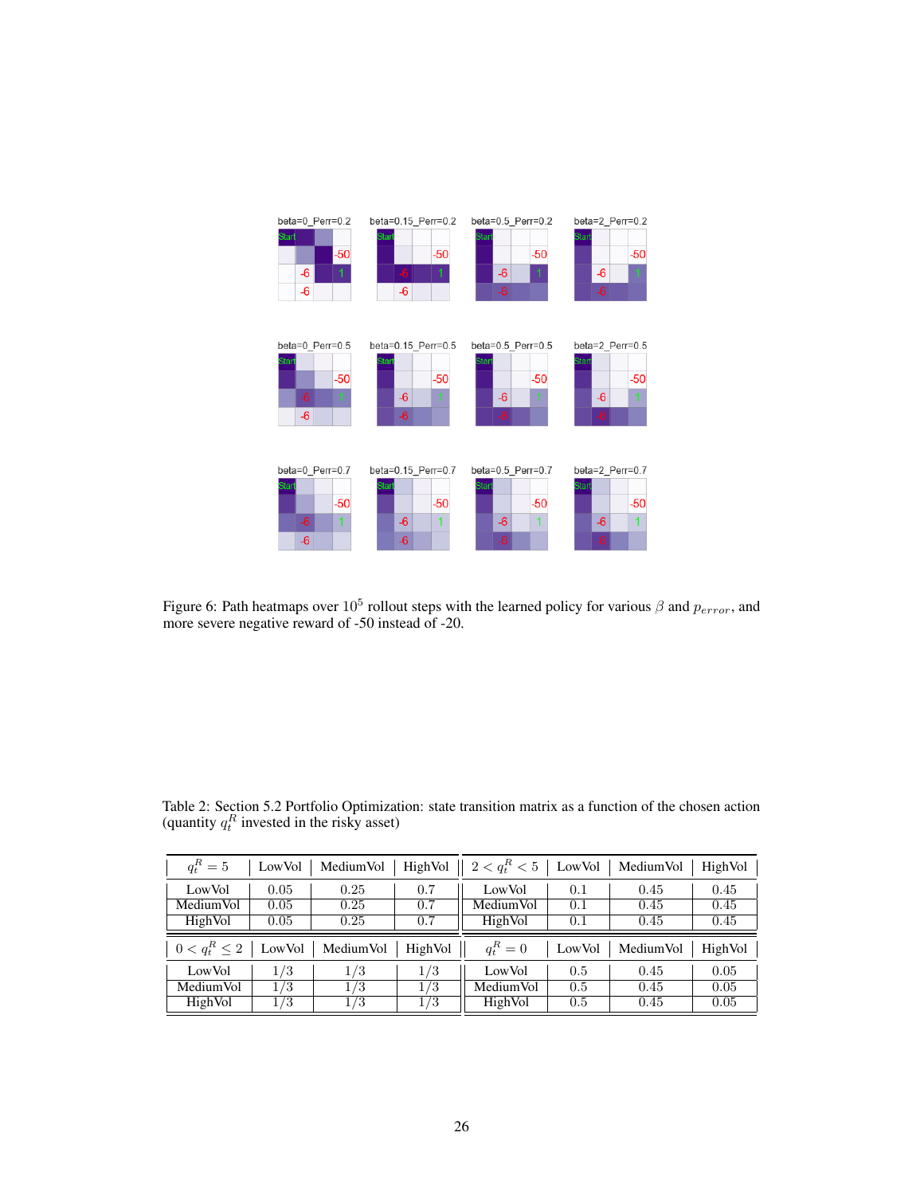beta=0_Perr=0.2
beta=0.15_Perr=0.2
beta=0.5_Perr=0.2
beta=2_Perr=0.2

beta=0_Perr=0.5
beta=0.15_Perr=0.5
beta=0.5_Perr=0.5
beta=2_Perr=0.5

beta=0_Perr=0.7
beta=0.15_Perr=0.7
beta=0.5_Perr=0.7
beta=2_Perr=0.7

Start, -50, -6, 1, -6

Figure 6: Path heatmaps over $10^5$ rollout steps with the learned policy for various $\beta$ and $p_{error}$, and more severe negative reward of -50 instead of -20.

Table 2: Section 5.2 Portfolio Optimization: state transition matrix as a function of the chosen action (quantity $q_t^R$ invested in the risky asset)

| $q_t^R = 5$ | LowVol | MediumVol | HighVol |
|---|---|---|---|
| LowVol | 0.05 | 0.25 | 0.7 |
| MediumVol | 0.05 | 0.25 | 0.7 |
| HighVol | 0.05 | 0.25 | 0.7 |

| $2 < q_t^R < 5$ | LowVol | MediumVol | HighVol |
|---|---|---|---|
| LowVol | 0.1 | 0.45 | 0.45 |
| MediumVol | 0.1 | 0.45 | 0.45 |
| HighVol | 0.1 | 0.45 | 0.45 |

| $0 < q_t^R \leq 2$ | LowVol | MediumVol | HighVol |
|---|---|---|---|
| LowVol | 1/3 | 1/3 | 1/3 |
| MediumVol | 1/3 | 1/3 | 1/3 |
| HighVol | 1/3 | 1/3 | 1/3 |

| $q_t^R = 0$ | LowVol | MediumVol | HighVol |
|---|---|---|---|
| LowVol | 0.5 | 0.45 | 0.05 |
| MediumVol | 0.5 | 0.45 | 0.05 |
| HighVol | 0.5 | 0.45 | 0.05 |